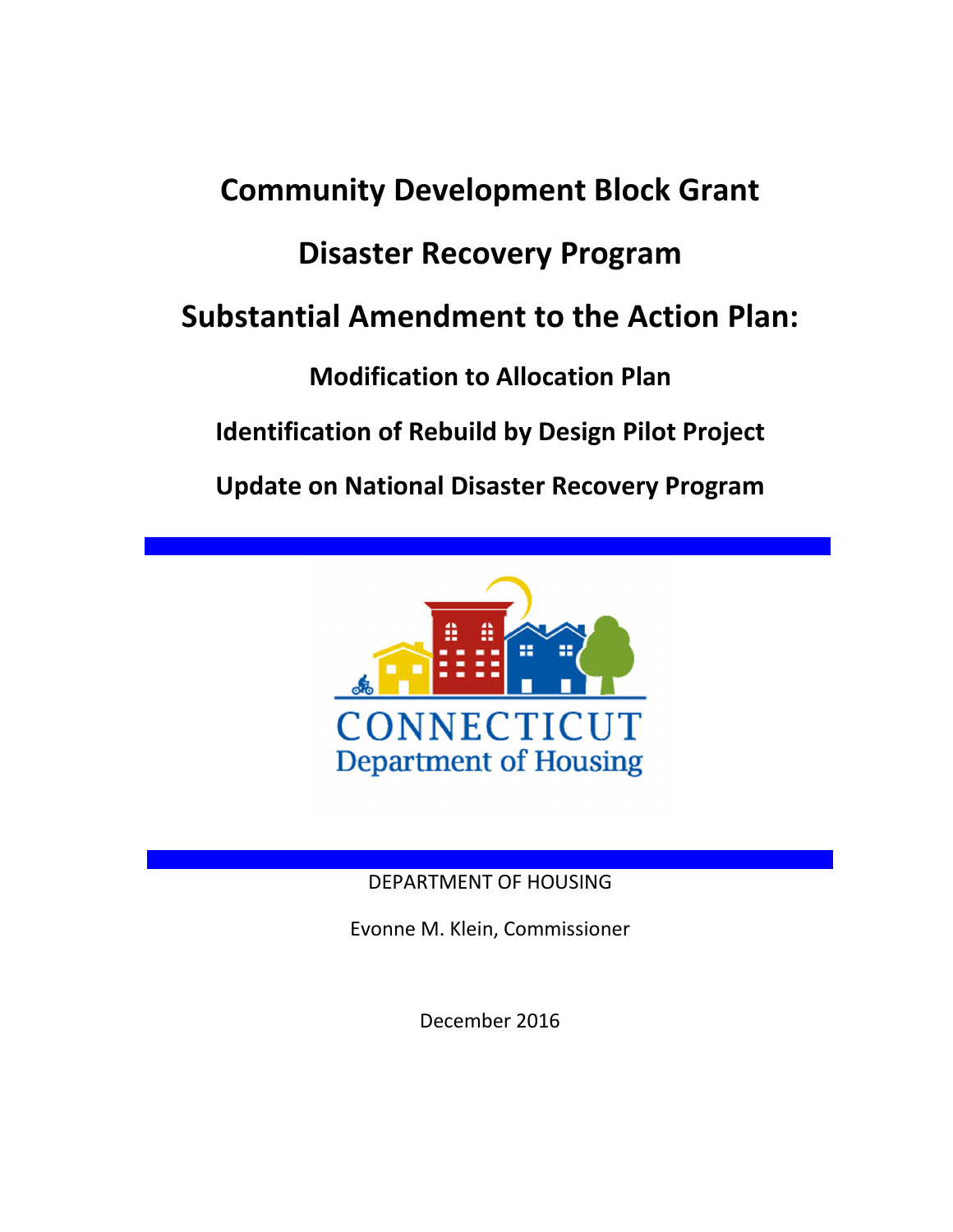# Community Development Block Grant

# Disaster Recovery Program

# Substantial Amendment to the Action Plan:

## Modification to Allocation Plan

## Identification of Rebuild by Design Pilot Project

## Update on National Disaster Recovery Program

CONNECTICUT
Department of Housing

DEPARTMENT OF HOUSING

Evonne M. Klein, Commissioner

December 2016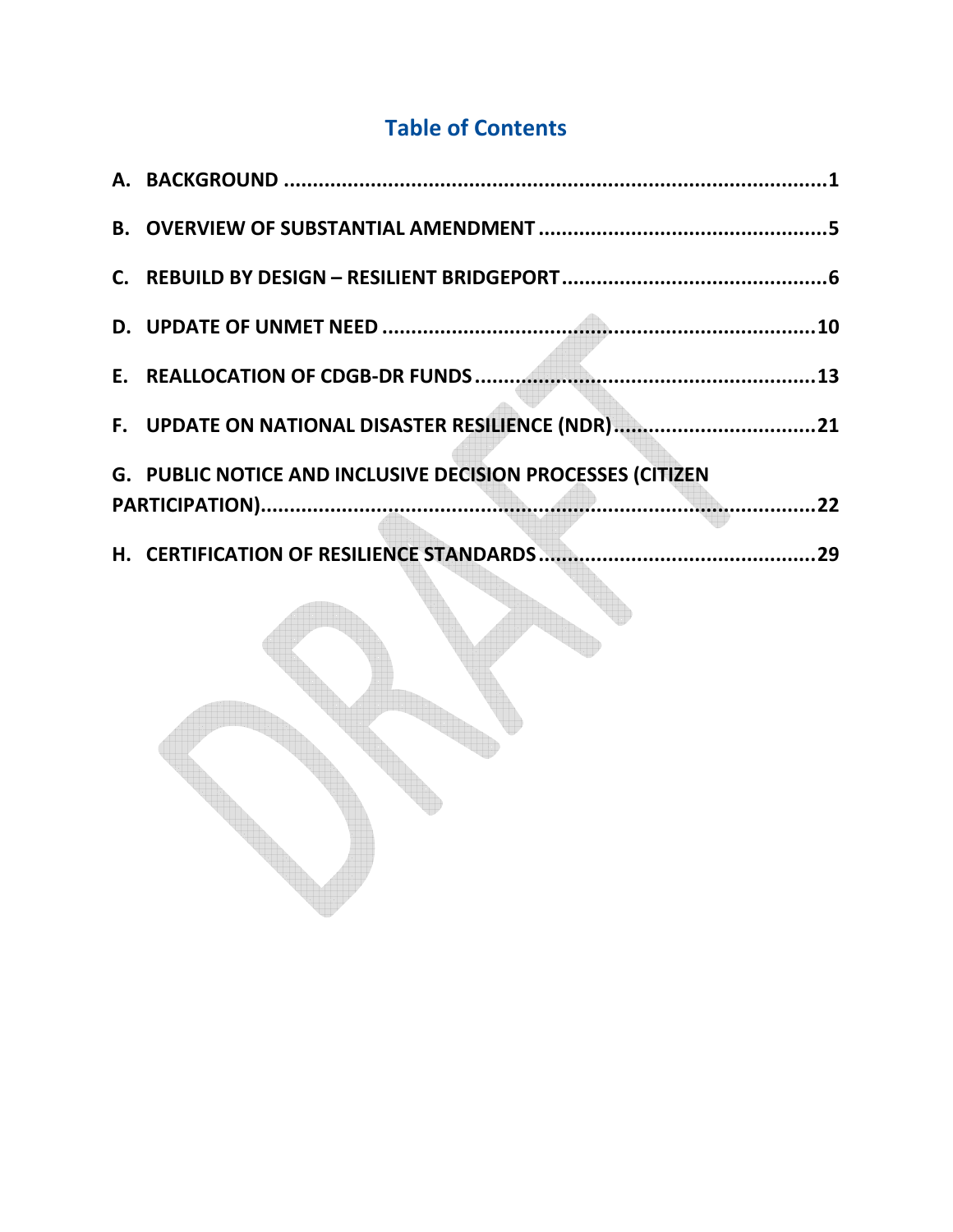# Table of Contents

A. BACKGROUND ..................................................................................................1

B. OVERVIEW OF SUBSTANTIAL AMENDMENT ..................................................5

C. REBUILD BY DESIGN – RESILIENT BRIDGEPORT ............................................6

D. UPDATE OF UNMET NEED ............................................................................10

E. REALLOCATION OF CDGB-DR FUNDS ..........................................................13

F. UPDATE ON NATIONAL DISASTER RESILIENCE (NDR) ..................................21

G. PUBLIC NOTICE AND INCLUSIVE DECISION PROCESSES (CITIZEN PARTICIPATION) ..................................................................................................22

H. CERTIFICATION OF RESILIENCE STANDARDS ...............................................29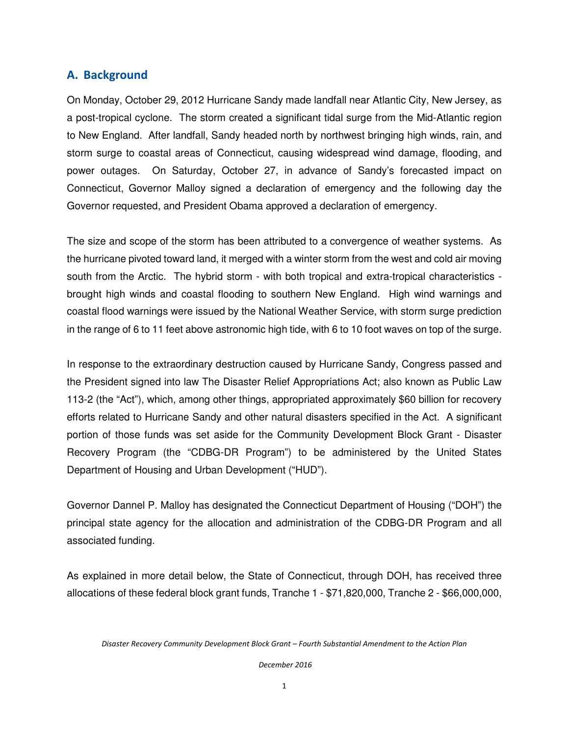## A. Background

On Monday, October 29, 2012 Hurricane Sandy made landfall near Atlantic City, New Jersey, as a post-tropical cyclone. The storm created a significant tidal surge from the Mid-Atlantic region to New England. After landfall, Sandy headed north by northwest bringing high winds, rain, and storm surge to coastal areas of Connecticut, causing widespread wind damage, flooding, and power outages. On Saturday, October 27, in advance of Sandy's forecasted impact on Connecticut, Governor Malloy signed a declaration of emergency and the following day the Governor requested, and President Obama approved a declaration of emergency.

The size and scope of the storm has been attributed to a convergence of weather systems. As the hurricane pivoted toward land, it merged with a winter storm from the west and cold air moving south from the Arctic. The hybrid storm - with both tropical and extra-tropical characteristics - brought high winds and coastal flooding to southern New England. High wind warnings and coastal flood warnings were issued by the National Weather Service, with storm surge prediction in the range of 6 to 11 feet above astronomic high tide, with 6 to 10 foot waves on top of the surge.

In response to the extraordinary destruction caused by Hurricane Sandy, Congress passed and the President signed into law The Disaster Relief Appropriations Act; also known as Public Law 113-2 (the "Act"), which, among other things, appropriated approximately $60 billion for recovery efforts related to Hurricane Sandy and other natural disasters specified in the Act. A significant portion of those funds was set aside for the Community Development Block Grant - Disaster Recovery Program (the "CDBG-DR Program") to be administered by the United States Department of Housing and Urban Development ("HUD").

Governor Dannel P. Malloy has designated the Connecticut Department of Housing ("DOH") the principal state agency for the allocation and administration of the CDBG-DR Program and all associated funding.

As explained in more detail below, the State of Connecticut, through DOH, has received three allocations of these federal block grant funds, Tranche 1 - $71,820,000, Tranche 2 - $66,000,000,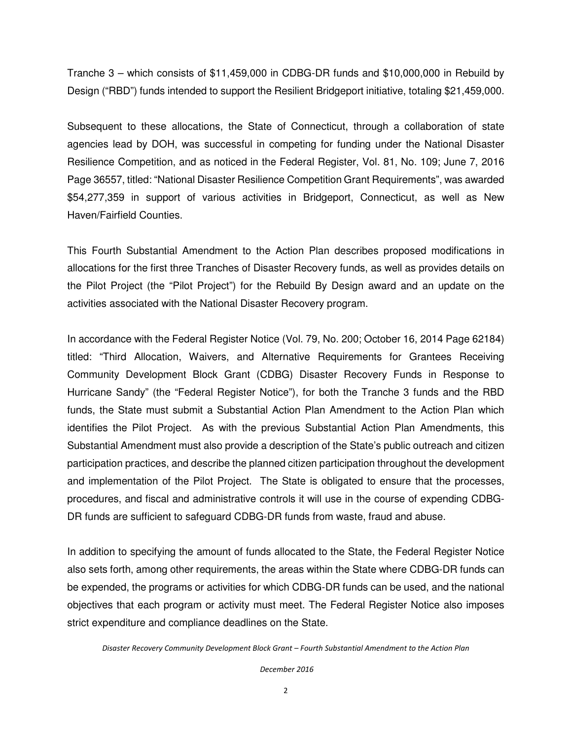Tranche 3 – which consists of $11,459,000 in CDBG-DR funds and $10,000,000 in Rebuild by Design ("RBD") funds intended to support the Resilient Bridgeport initiative, totaling $21,459,000.

Subsequent to these allocations, the State of Connecticut, through a collaboration of state agencies lead by DOH, was successful in competing for funding under the National Disaster Resilience Competition, and as noticed in the Federal Register, Vol. 81, No. 109; June 7, 2016 Page 36557, titled: "National Disaster Resilience Competition Grant Requirements", was awarded $54,277,359 in support of various activities in Bridgeport, Connecticut, as well as New Haven/Fairfield Counties.

This Fourth Substantial Amendment to the Action Plan describes proposed modifications in allocations for the first three Tranches of Disaster Recovery funds, as well as provides details on the Pilot Project (the "Pilot Project") for the Rebuild By Design award and an update on the activities associated with the National Disaster Recovery program.

In accordance with the Federal Register Notice (Vol. 79, No. 200; October 16, 2014 Page 62184) titled: "Third Allocation, Waivers, and Alternative Requirements for Grantees Receiving Community Development Block Grant (CDBG) Disaster Recovery Funds in Response to Hurricane Sandy" (the "Federal Register Notice"), for both the Tranche 3 funds and the RBD funds, the State must submit a Substantial Action Plan Amendment to the Action Plan which identifies the Pilot Project. As with the previous Substantial Action Plan Amendments, this Substantial Amendment must also provide a description of the State's public outreach and citizen participation practices, and describe the planned citizen participation throughout the development and implementation of the Pilot Project. The State is obligated to ensure that the processes, procedures, and fiscal and administrative controls it will use in the course of expending CDBG-DR funds are sufficient to safeguard CDBG-DR funds from waste, fraud and abuse.

In addition to specifying the amount of funds allocated to the State, the Federal Register Notice also sets forth, among other requirements, the areas within the State where CDBG-DR funds can be expended, the programs or activities for which CDBG-DR funds can be used, and the national objectives that each program or activity must meet. The Federal Register Notice also imposes strict expenditure and compliance deadlines on the State.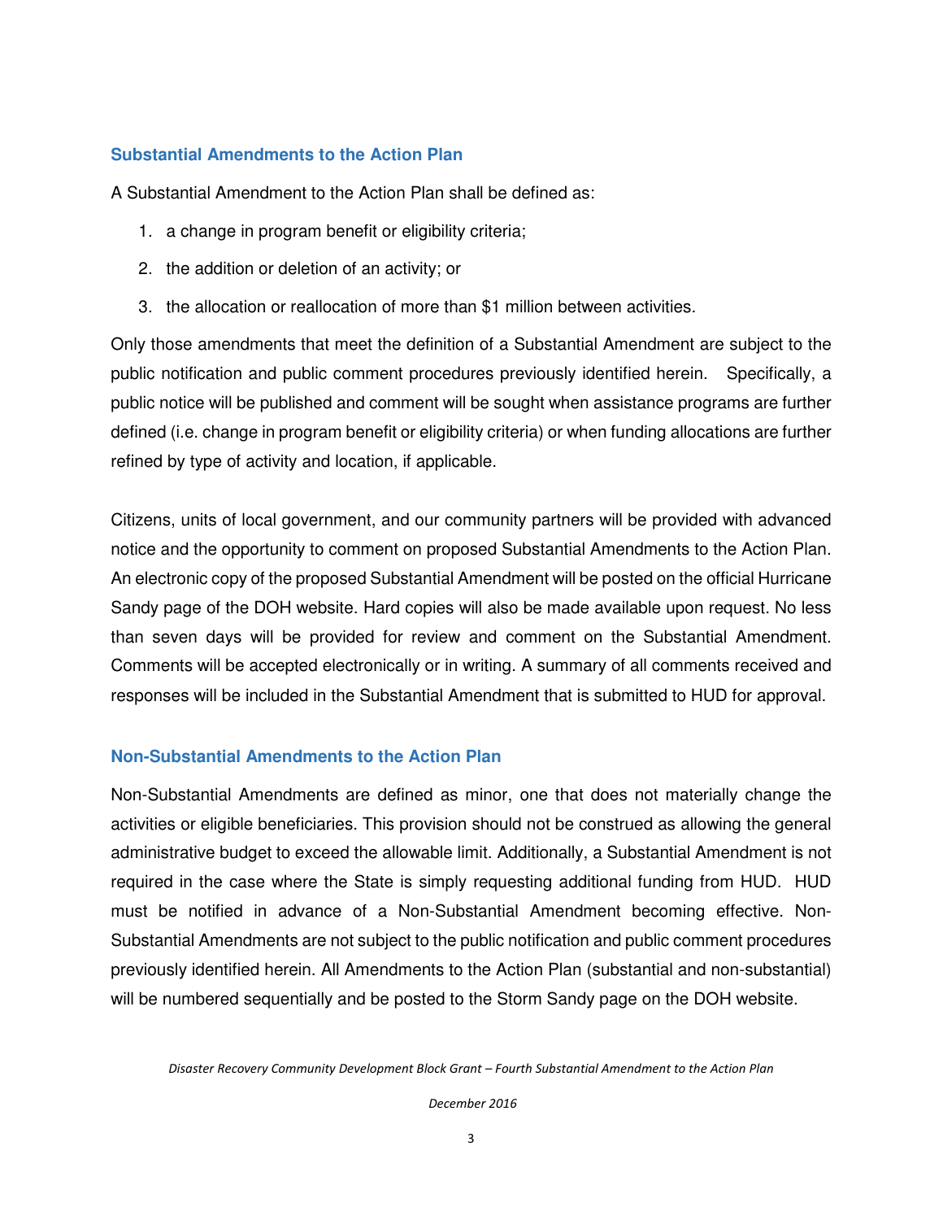## Substantial Amendments to the Action Plan

A Substantial Amendment to the Action Plan shall be defined as:

1. a change in program benefit or eligibility criteria;
2. the addition or deletion of an activity; or
3. the allocation or reallocation of more than $1 million between activities.

Only those amendments that meet the definition of a Substantial Amendment are subject to the public notification and public comment procedures previously identified herein. Specifically, a public notice will be published and comment will be sought when assistance programs are further defined (i.e. change in program benefit or eligibility criteria) or when funding allocations are further refined by type of activity and location, if applicable.

Citizens, units of local government, and our community partners will be provided with advanced notice and the opportunity to comment on proposed Substantial Amendments to the Action Plan. An electronic copy of the proposed Substantial Amendment will be posted on the official Hurricane Sandy page of the DOH website. Hard copies will also be made available upon request. No less than seven days will be provided for review and comment on the Substantial Amendment. Comments will be accepted electronically or in writing. A summary of all comments received and responses will be included in the Substantial Amendment that is submitted to HUD for approval.

## Non-Substantial Amendments to the Action Plan

Non-Substantial Amendments are defined as minor, one that does not materially change the activities or eligible beneficiaries. This provision should not be construed as allowing the general administrative budget to exceed the allowable limit. Additionally, a Substantial Amendment is not required in the case where the State is simply requesting additional funding from HUD. HUD must be notified in advance of a Non-Substantial Amendment becoming effective. Non-Substantial Amendments are not subject to the public notification and public comment procedures previously identified herein. All Amendments to the Action Plan (substantial and non-substantial) will be numbered sequentially and be posted to the Storm Sandy page on the DOH website.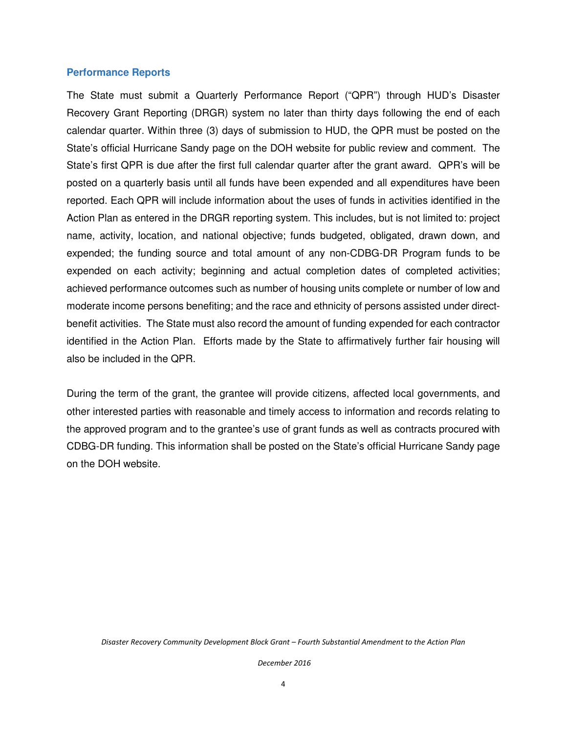## Performance Reports

The State must submit a Quarterly Performance Report ("QPR") through HUD's Disaster Recovery Grant Reporting (DRGR) system no later than thirty days following the end of each calendar quarter. Within three (3) days of submission to HUD, the QPR must be posted on the State's official Hurricane Sandy page on the DOH website for public review and comment. The State's first QPR is due after the first full calendar quarter after the grant award. QPR's will be posted on a quarterly basis until all funds have been expended and all expenditures have been reported. Each QPR will include information about the uses of funds in activities identified in the Action Plan as entered in the DRGR reporting system. This includes, but is not limited to: project name, activity, location, and national objective; funds budgeted, obligated, drawn down, and expended; the funding source and total amount of any non-CDBG-DR Program funds to be expended on each activity; beginning and actual completion dates of completed activities; achieved performance outcomes such as number of housing units complete or number of low and moderate income persons benefiting; and the race and ethnicity of persons assisted under direct-benefit activities. The State must also record the amount of funding expended for each contractor identified in the Action Plan. Efforts made by the State to affirmatively further fair housing will also be included in the QPR.

During the term of the grant, the grantee will provide citizens, affected local governments, and other interested parties with reasonable and timely access to information and records relating to the approved program and to the grantee's use of grant funds as well as contracts procured with CDBG-DR funding. This information shall be posted on the State's official Hurricane Sandy page on the DOH website.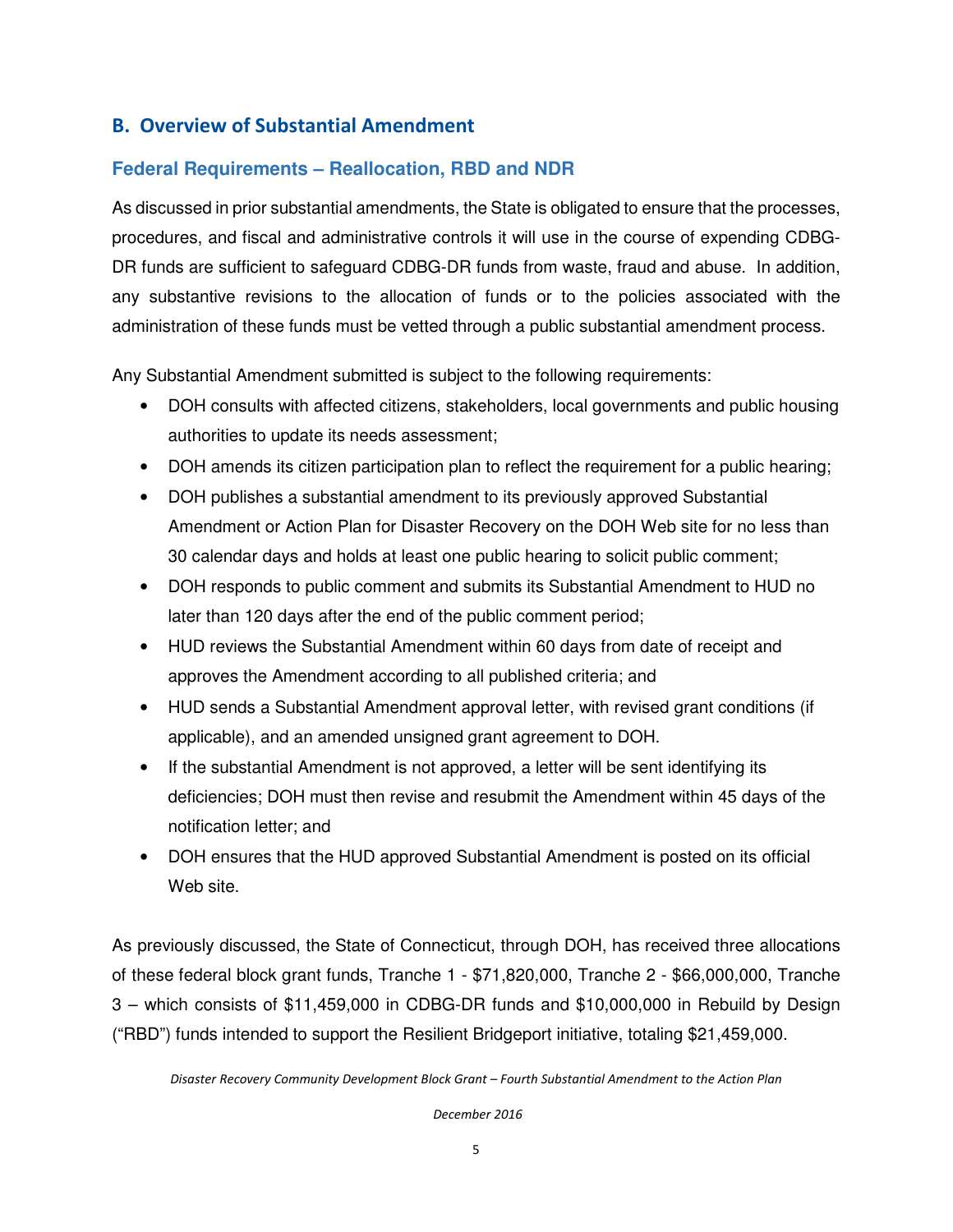## B. Overview of Substantial Amendment

### Federal Requirements – Reallocation, RBD and NDR

As discussed in prior substantial amendments, the State is obligated to ensure that the processes, procedures, and fiscal and administrative controls it will use in the course of expending CDBG-DR funds are sufficient to safeguard CDBG-DR funds from waste, fraud and abuse. In addition, any substantive revisions to the allocation of funds or to the policies associated with the administration of these funds must be vetted through a public substantial amendment process.

Any Substantial Amendment submitted is subject to the following requirements:

- DOH consults with affected citizens, stakeholders, local governments and public housing authorities to update its needs assessment;
- DOH amends its citizen participation plan to reflect the requirement for a public hearing;
- DOH publishes a substantial amendment to its previously approved Substantial Amendment or Action Plan for Disaster Recovery on the DOH Web site for no less than 30 calendar days and holds at least one public hearing to solicit public comment;
- DOH responds to public comment and submits its Substantial Amendment to HUD no later than 120 days after the end of the public comment period;
- HUD reviews the Substantial Amendment within 60 days from date of receipt and approves the Amendment according to all published criteria; and
- HUD sends a Substantial Amendment approval letter, with revised grant conditions (if applicable), and an amended unsigned grant agreement to DOH.
- If the substantial Amendment is not approved, a letter will be sent identifying its deficiencies; DOH must then revise and resubmit the Amendment within 45 days of the notification letter; and
- DOH ensures that the HUD approved Substantial Amendment is posted on its official Web site.

As previously discussed, the State of Connecticut, through DOH, has received three allocations of these federal block grant funds, Tranche 1 - $71,820,000, Tranche 2 - $66,000,000, Tranche 3 – which consists of $11,459,000 in CDBG-DR funds and $10,000,000 in Rebuild by Design ("RBD") funds intended to support the Resilient Bridgeport initiative, totaling $21,459,000.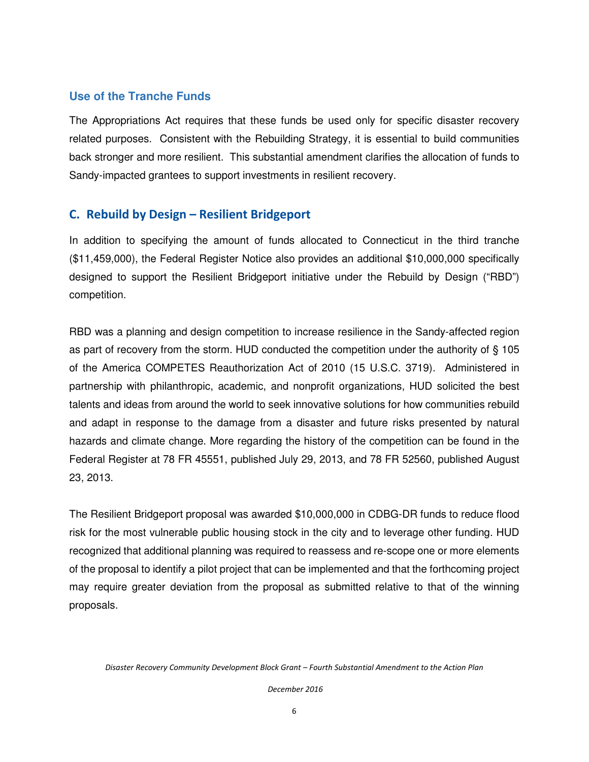### Use of the Tranche Funds

The Appropriations Act requires that these funds be used only for specific disaster recovery related purposes. Consistent with the Rebuilding Strategy, it is essential to build communities back stronger and more resilient. This substantial amendment clarifies the allocation of funds to Sandy-impacted grantees to support investments in resilient recovery.

## C. Rebuild by Design – Resilient Bridgeport

In addition to specifying the amount of funds allocated to Connecticut in the third tranche ($11,459,000), the Federal Register Notice also provides an additional $10,000,000 specifically designed to support the Resilient Bridgeport initiative under the Rebuild by Design ("RBD") competition.

RBD was a planning and design competition to increase resilience in the Sandy-affected region as part of recovery from the storm. HUD conducted the competition under the authority of § 105 of the America COMPETES Reauthorization Act of 2010 (15 U.S.C. 3719). Administered in partnership with philanthropic, academic, and nonprofit organizations, HUD solicited the best talents and ideas from around the world to seek innovative solutions for how communities rebuild and adapt in response to the damage from a disaster and future risks presented by natural hazards and climate change. More regarding the history of the competition can be found in the Federal Register at 78 FR 45551, published July 29, 2013, and 78 FR 52560, published August 23, 2013.

The Resilient Bridgeport proposal was awarded $10,000,000 in CDBG-DR funds to reduce flood risk for the most vulnerable public housing stock in the city and to leverage other funding. HUD recognized that additional planning was required to reassess and re-scope one or more elements of the proposal to identify a pilot project that can be implemented and that the forthcoming project may require greater deviation from the proposal as submitted relative to that of the winning proposals.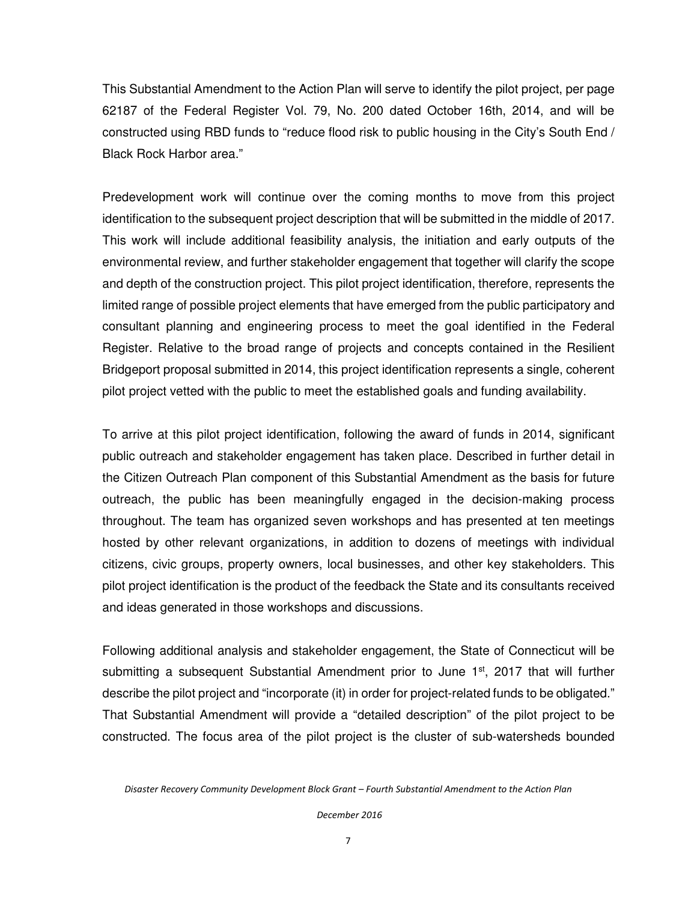This Substantial Amendment to the Action Plan will serve to identify the pilot project, per page 62187 of the Federal Register Vol. 79, No. 200 dated October 16th, 2014, and will be constructed using RBD funds to "reduce flood risk to public housing in the City's South End / Black Rock Harbor area."

Predevelopment work will continue over the coming months to move from this project identification to the subsequent project description that will be submitted in the middle of 2017. This work will include additional feasibility analysis, the initiation and early outputs of the environmental review, and further stakeholder engagement that together will clarify the scope and depth of the construction project. This pilot project identification, therefore, represents the limited range of possible project elements that have emerged from the public participatory and consultant planning and engineering process to meet the goal identified in the Federal Register. Relative to the broad range of projects and concepts contained in the Resilient Bridgeport proposal submitted in 2014, this project identification represents a single, coherent pilot project vetted with the public to meet the established goals and funding availability.

To arrive at this pilot project identification, following the award of funds in 2014, significant public outreach and stakeholder engagement has taken place. Described in further detail in the Citizen Outreach Plan component of this Substantial Amendment as the basis for future outreach, the public has been meaningfully engaged in the decision-making process throughout. The team has organized seven workshops and has presented at ten meetings hosted by other relevant organizations, in addition to dozens of meetings with individual citizens, civic groups, property owners, local businesses, and other key stakeholders. This pilot project identification is the product of the feedback the State and its consultants received and ideas generated in those workshops and discussions.

Following additional analysis and stakeholder engagement, the State of Connecticut will be submitting a subsequent Substantial Amendment prior to June 1st, 2017 that will further describe the pilot project and "incorporate (it) in order for project-related funds to be obligated." That Substantial Amendment will provide a "detailed description" of the pilot project to be constructed. The focus area of the pilot project is the cluster of sub-watersheds bounded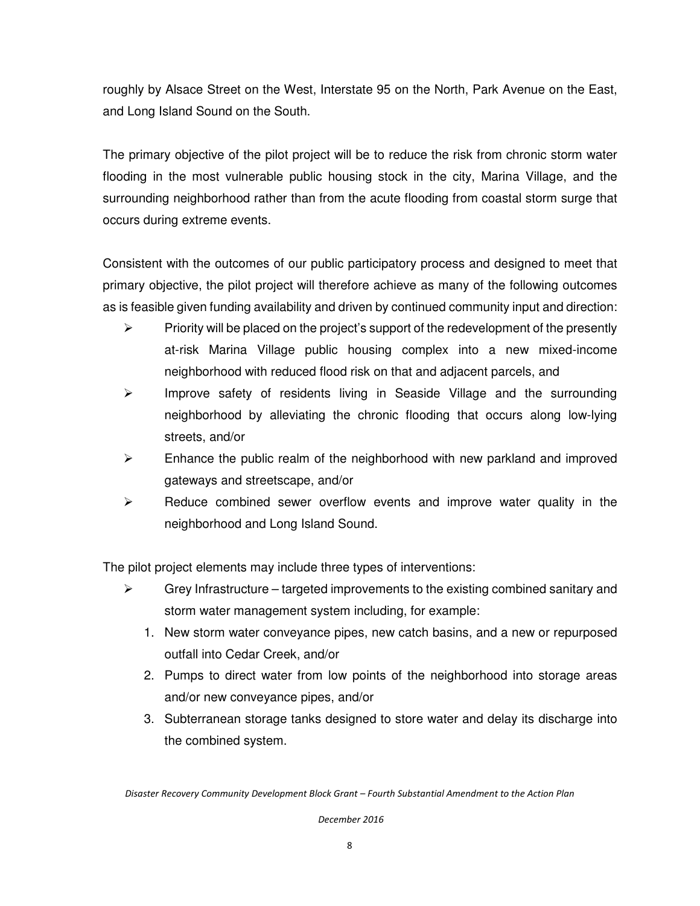roughly by Alsace Street on the West, Interstate 95 on the North, Park Avenue on the East, and Long Island Sound on the South.

The primary objective of the pilot project will be to reduce the risk from chronic storm water flooding in the most vulnerable public housing stock in the city, Marina Village, and the surrounding neighborhood rather than from the acute flooding from coastal storm surge that occurs during extreme events.

Consistent with the outcomes of our public participatory process and designed to meet that primary objective, the pilot project will therefore achieve as many of the following outcomes as is feasible given funding availability and driven by continued community input and direction:

- Priority will be placed on the project's support of the redevelopment of the presently at-risk Marina Village public housing complex into a new mixed-income neighborhood with reduced flood risk on that and adjacent parcels, and
- Improve safety of residents living in Seaside Village and the surrounding neighborhood by alleviating the chronic flooding that occurs along low-lying streets, and/or
- Enhance the public realm of the neighborhood with new parkland and improved gateways and streetscape, and/or
- Reduce combined sewer overflow events and improve water quality in the neighborhood and Long Island Sound.

The pilot project elements may include three types of interventions:

- Grey Infrastructure – targeted improvements to the existing combined sanitary and storm water management system including, for example:
  1. New storm water conveyance pipes, new catch basins, and a new or repurposed outfall into Cedar Creek, and/or
  2. Pumps to direct water from low points of the neighborhood into storage areas and/or new conveyance pipes, and/or
  3. Subterranean storage tanks designed to store water and delay its discharge into the combined system.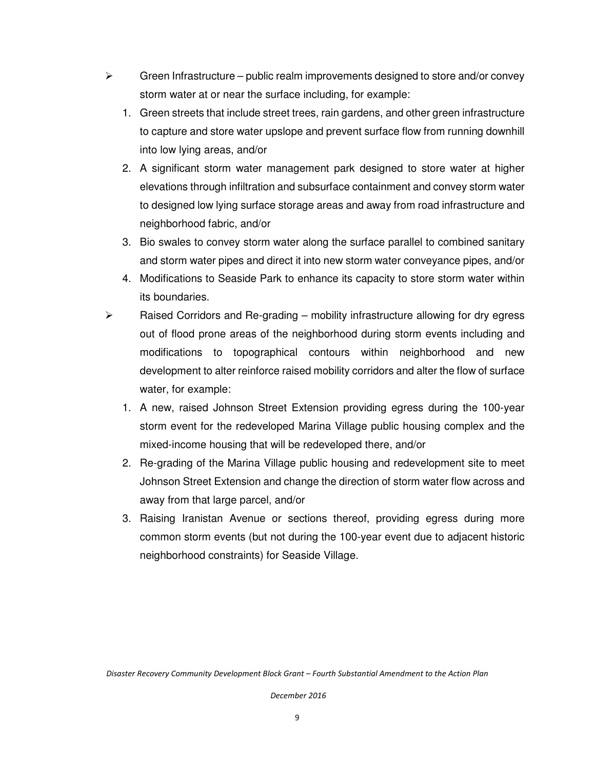- Green Infrastructure – public realm improvements designed to store and/or convey storm water at or near the surface including, for example:
  1. Green streets that include street trees, rain gardens, and other green infrastructure to capture and store water upslope and prevent surface flow from running downhill into low lying areas, and/or
  2. A significant storm water management park designed to store water at higher elevations through infiltration and subsurface containment and convey storm water to designed low lying surface storage areas and away from road infrastructure and neighborhood fabric, and/or
  3. Bio swales to convey storm water along the surface parallel to combined sanitary and storm water pipes and direct it into new storm water conveyance pipes, and/or
  4. Modifications to Seaside Park to enhance its capacity to store storm water within its boundaries.
- Raised Corridors and Re-grading – mobility infrastructure allowing for dry egress out of flood prone areas of the neighborhood during storm events including and modifications to topographical contours within neighborhood and new development to alter reinforce raised mobility corridors and alter the flow of surface water, for example:
  1. A new, raised Johnson Street Extension providing egress during the 100-year storm event for the redeveloped Marina Village public housing complex and the mixed-income housing that will be redeveloped there, and/or
  2. Re-grading of the Marina Village public housing and redevelopment site to meet Johnson Street Extension and change the direction of storm water flow across and away from that large parcel, and/or
  3. Raising Iranistan Avenue or sections thereof, providing egress during more common storm events (but not during the 100-year event due to adjacent historic neighborhood constraints) for Seaside Village.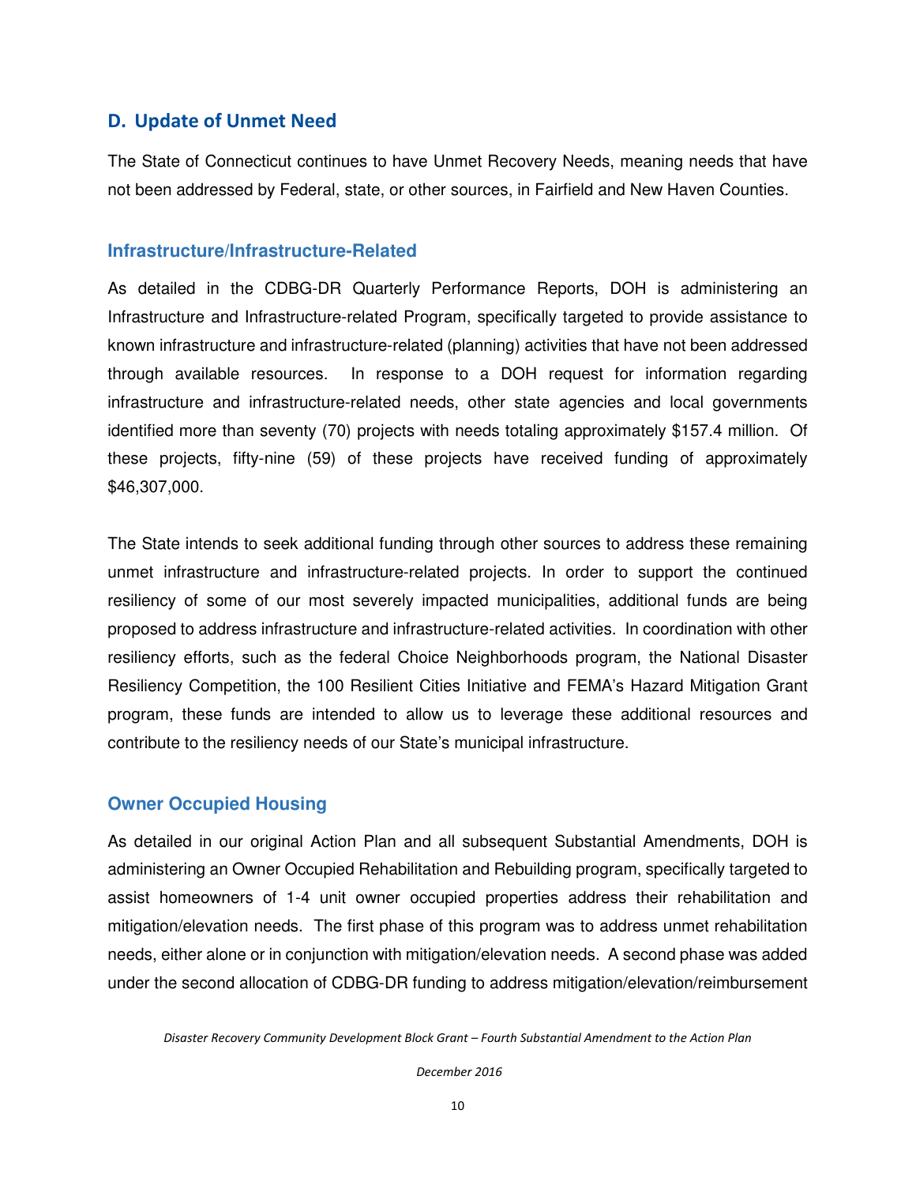## D. Update of Unmet Need

The State of Connecticut continues to have Unmet Recovery Needs, meaning needs that have not been addressed by Federal, state, or other sources, in Fairfield and New Haven Counties.

### Infrastructure/Infrastructure-Related

As detailed in the CDBG-DR Quarterly Performance Reports, DOH is administering an Infrastructure and Infrastructure-related Program, specifically targeted to provide assistance to known infrastructure and infrastructure-related (planning) activities that have not been addressed through available resources. In response to a DOH request for information regarding infrastructure and infrastructure-related needs, other state agencies and local governments identified more than seventy (70) projects with needs totaling approximately $157.4 million. Of these projects, fifty-nine (59) of these projects have received funding of approximately $46,307,000.

The State intends to seek additional funding through other sources to address these remaining unmet infrastructure and infrastructure-related projects. In order to support the continued resiliency of some of our most severely impacted municipalities, additional funds are being proposed to address infrastructure and infrastructure-related activities. In coordination with other resiliency efforts, such as the federal Choice Neighborhoods program, the National Disaster Resiliency Competition, the 100 Resilient Cities Initiative and FEMA's Hazard Mitigation Grant program, these funds are intended to allow us to leverage these additional resources and contribute to the resiliency needs of our State's municipal infrastructure.

### Owner Occupied Housing

As detailed in our original Action Plan and all subsequent Substantial Amendments, DOH is administering an Owner Occupied Rehabilitation and Rebuilding program, specifically targeted to assist homeowners of 1-4 unit owner occupied properties address their rehabilitation and mitigation/elevation needs. The first phase of this program was to address unmet rehabilitation needs, either alone or in conjunction with mitigation/elevation needs. A second phase was added under the second allocation of CDBG-DR funding to address mitigation/elevation/reimbursement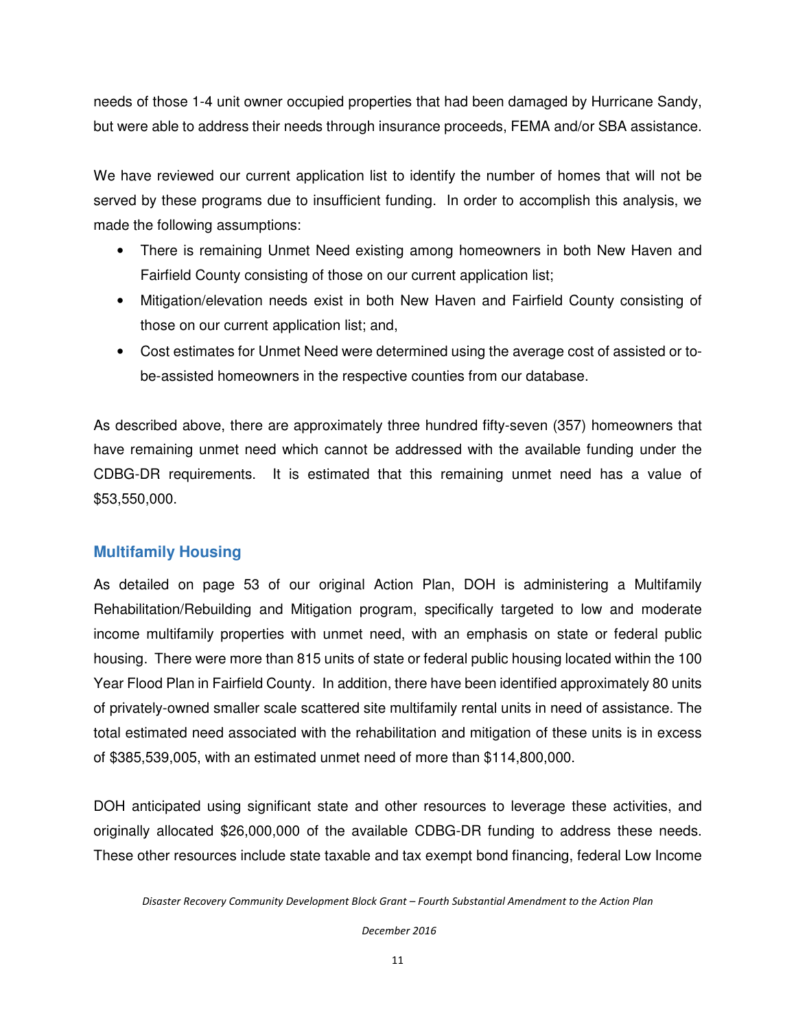needs of those 1-4 unit owner occupied properties that had been damaged by Hurricane Sandy, but were able to address their needs through insurance proceeds, FEMA and/or SBA assistance.

We have reviewed our current application list to identify the number of homes that will not be served by these programs due to insufficient funding. In order to accomplish this analysis, we made the following assumptions:

- There is remaining Unmet Need existing among homeowners in both New Haven and Fairfield County consisting of those on our current application list;
- Mitigation/elevation needs exist in both New Haven and Fairfield County consisting of those on our current application list; and,
- Cost estimates for Unmet Need were determined using the average cost of assisted or to-be-assisted homeowners in the respective counties from our database.

As described above, there are approximately three hundred fifty-seven (357) homeowners that have remaining unmet need which cannot be addressed with the available funding under the CDBG-DR requirements. It is estimated that this remaining unmet need has a value of $53,550,000.

## Multifamily Housing

As detailed on page 53 of our original Action Plan, DOH is administering a Multifamily Rehabilitation/Rebuilding and Mitigation program, specifically targeted to low and moderate income multifamily properties with unmet need, with an emphasis on state or federal public housing. There were more than 815 units of state or federal public housing located within the 100 Year Flood Plan in Fairfield County. In addition, there have been identified approximately 80 units of privately-owned smaller scale scattered site multifamily rental units in need of assistance. The total estimated need associated with the rehabilitation and mitigation of these units is in excess of $385,539,005, with an estimated unmet need of more than $114,800,000.

DOH anticipated using significant state and other resources to leverage these activities, and originally allocated $26,000,000 of the available CDBG-DR funding to address these needs. These other resources include state taxable and tax exempt bond financing, federal Low Income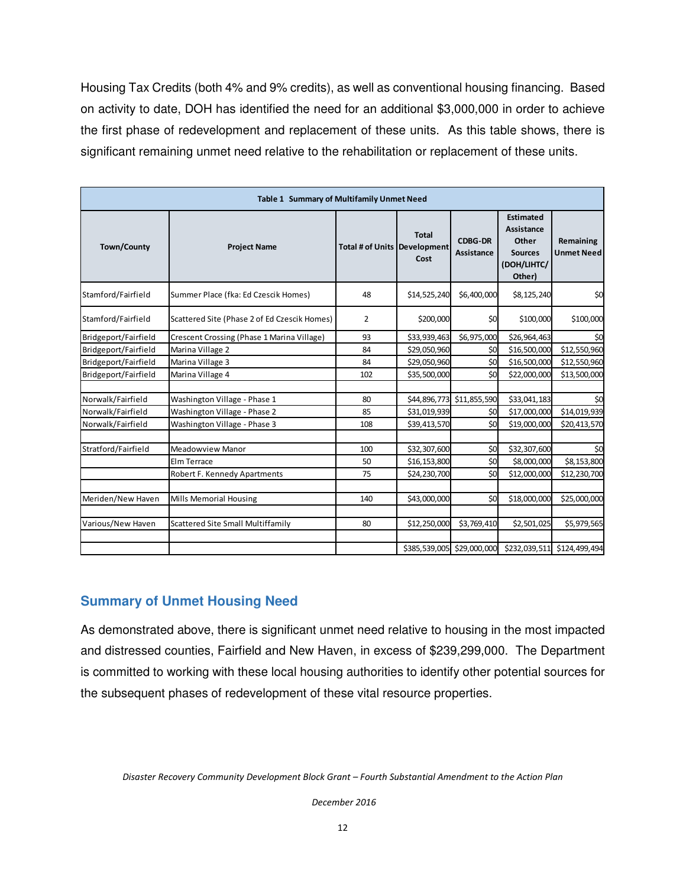Housing Tax Credits (both 4% and 9% credits), as well as conventional housing financing. Based on activity to date, DOH has identified the need for an additional $3,000,000 in order to achieve the first phase of redevelopment and replacement of these units. As this table shows, there is significant remaining unmet need relative to the rehabilitation or replacement of these units.

| Table 1 Summary of Multifamily Unmet Need | | | | | | |
|---|---|---|---|---|---|---|
| **Town/County** | **Project Name** | **Total # of Units** | **Total Development Cost** | **CDBG-DR Assistance** | **Estimated Assistance Other Sources (DOH/LIHTC/ Other)** | **Remaining Unmet Need** |
| Stamford/Fairfield | Summer Place (fka: Ed Czescik Homes) | 48 | $14,525,240 | $6,400,000 | $8,125,240 | $0 |
| Stamford/Fairfield | Scattered Site (Phase 2 of Ed Czescik Homes) | 2 | $200,000 | $0 | $100,000 | $100,000 |
| Bridgeport/Fairfield | Crescent Crossing (Phase 1 Marina Village) | 93 | $33,939,463 | $6,975,000 | $26,964,463 | $0 |
| Bridgeport/Fairfield | Marina Village 2 | 84 | $29,050,960 | $0 | $16,500,000 | $12,550,960 |
| Bridgeport/Fairfield | Marina Village 3 | 84 | $29,050,960 | $0 | $16,500,000 | $12,550,960 |
| Bridgeport/Fairfield | Marina Village 4 | 102 | $35,500,000 | $0 | $22,000,000 | $13,500,000 |
| | | | | | | |
| Norwalk/Fairfield | Washington Village - Phase 1 | 80 | $44,896,773 | $11,855,590 | $33,041,183 | $0 |
| Norwalk/Fairfield | Washington Village - Phase 2 | 85 | $31,019,939 | $0 | $17,000,000 | $14,019,939 |
| Norwalk/Fairfield | Washington Village - Phase 3 | 108 | $39,413,570 | $0 | $19,000,000 | $20,413,570 |
| | | | | | | |
| Stratford/Fairfield | Meadowview Manor | 100 | $32,307,600 | $0 | $32,307,600 | $0 |
| | Elm Terrace | 50 | $16,153,800 | $0 | $8,000,000 | $8,153,800 |
| | Robert F. Kennedy Apartments | 75 | $24,230,700 | $0 | $12,000,000 | $12,230,700 |
| | | | | | | |
| Meriden/New Haven | Mills Memorial Housing | 140 | $43,000,000 | $0 | $18,000,000 | $25,000,000 |
| | | | | | | |
| Various/New Haven | Scattered Site Small Multiffamily | 80 | $12,250,000 | $3,769,410 | $2,501,025 | $5,979,565 |
| | | | | | | |
| | | | $385,539,005 | $29,000,000 | $232,039,511 | $124,499,494 |

## Summary of Unmet Housing Need

As demonstrated above, there is significant unmet need relative to housing in the most impacted and distressed counties, Fairfield and New Haven, in excess of $239,299,000. The Department is committed to working with these local housing authorities to identify other potential sources for the subsequent phases of redevelopment of these vital resource properties.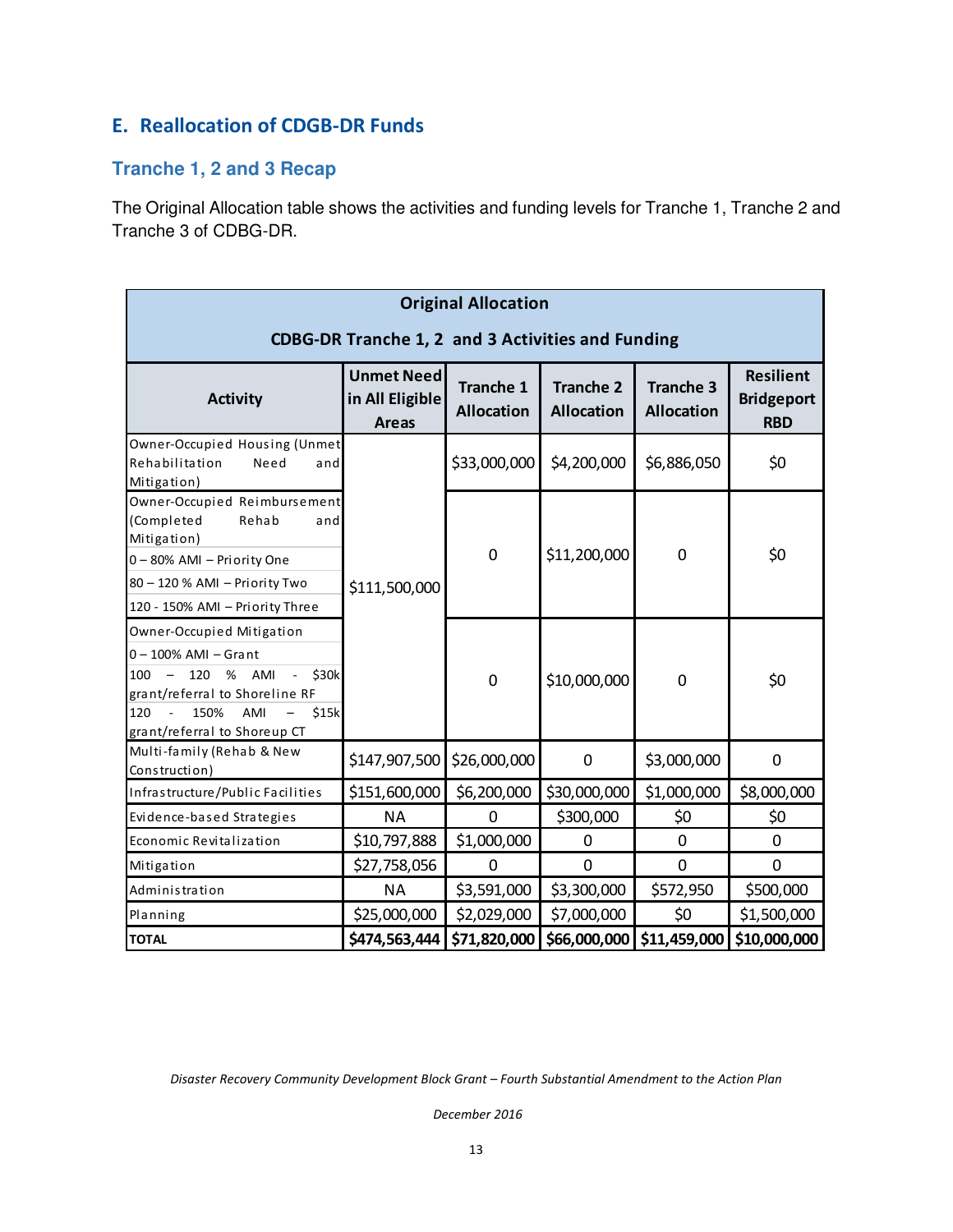## E. Reallocation of CDGB-DR Funds

### Tranche 1, 2 and 3 Recap

The Original Allocation table shows the activities and funding levels for Tranche 1, Tranche 2 and Tranche 3 of CDBG-DR.

| Original Allocation<br>CDBG-DR Tranche 1, 2 and 3 Activities and Funding | | | | | |
|---|---|---|---|---|---|
| **Activity** | **Unmet Need in All Eligible Areas** | **Tranche 1 Allocation** | **Tranche 2 Allocation** | **Tranche 3 Allocation** | **Resilient Bridgeport RBD** |
| Owner-Occupied Housing (Unmet Rehabilitation Need and Mitigation) | $111,500,000 | $33,000,000 | $4,200,000 | $6,886,050 | $0 |
| Owner-Occupied Reimbursement (Completed Rehab and Mitigation)<br>0 – 80% AMI – Priority One<br>80 – 120 % AMI – Priority Two<br>120 - 150% AMI – Priority Three | | 0 | $11,200,000 | 0 | $0 |
| Owner-Occupied Mitigation<br>0 – 100% AMI – Grant<br>100 – 120 % AMI - $30k grant/referral to Shoreline RF<br>120 - 150% AMI – $15k grant/referral to Shoreup CT | | 0 | $10,000,000 | 0 | $0 |
| Multi-family (Rehab & New Construction) | $147,907,500 | $26,000,000 | 0 | $3,000,000 | 0 |
| Infrastructure/Public Facilities | $151,600,000 | $6,200,000 | $30,000,000 | $1,000,000 | $8,000,000 |
| Evidence-based Strategies | NA | 0 | $300,000 | $0 | $0 |
| Economic Revitalization | $10,797,888 | $1,000,000 | 0 | 0 | 0 |
| Mitigation | $27,758,056 | 0 | 0 | 0 | 0 |
| Administration | NA | $3,591,000 | $3,300,000 | $572,950 | $500,000 |
| Planning | $25,000,000 | $2,029,000 | $7,000,000 | $0 | $1,500,000 |
| **TOTAL** | **$474,563,444** | **$71,820,000** | **$66,000,000** | **$11,459,000** | **$10,000,000** |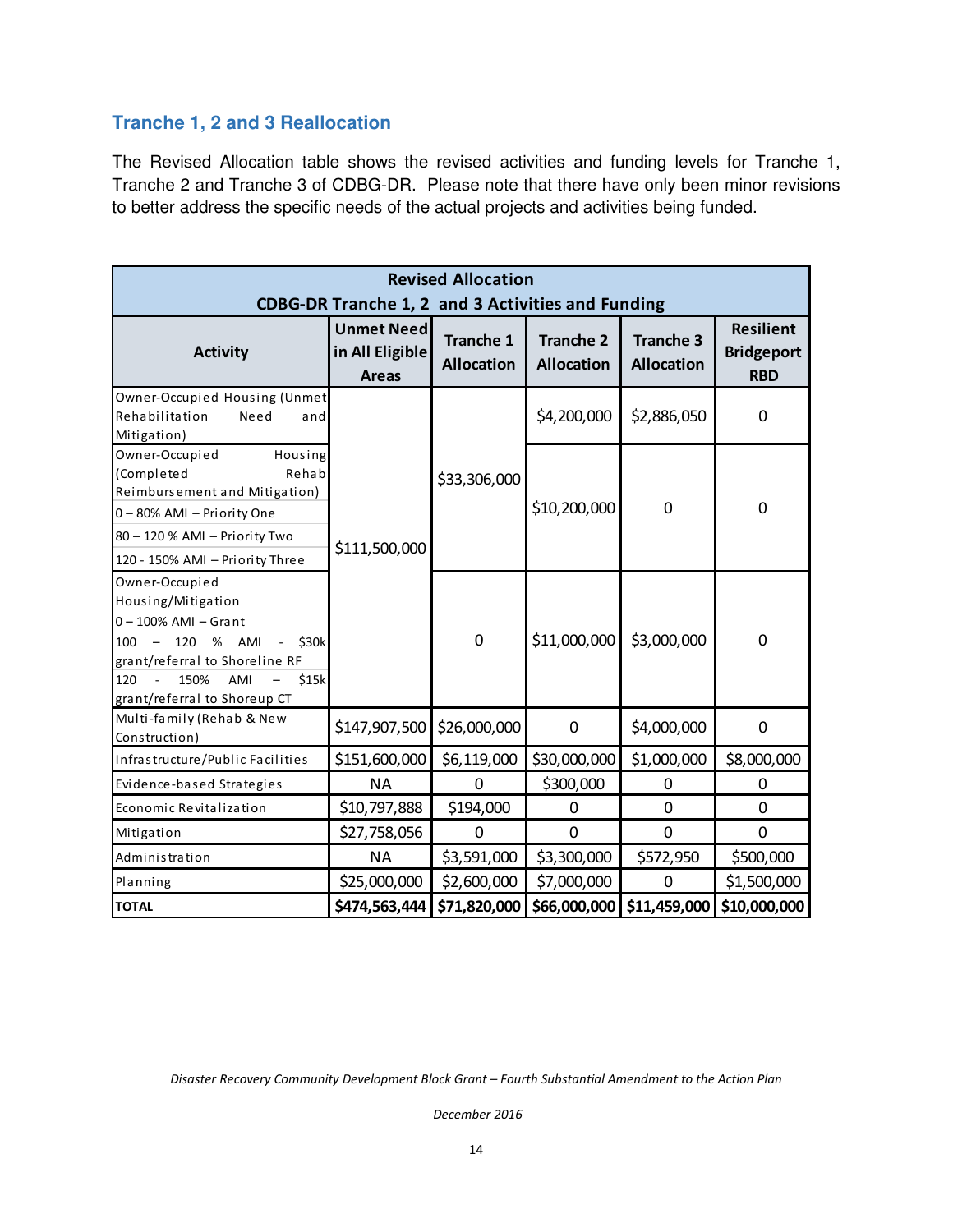## Tranche 1, 2 and 3 Reallocation

The Revised Allocation table shows the revised activities and funding levels for Tranche 1, Tranche 2 and Tranche 3 of CDBG-DR. Please note that there have only been minor revisions to better address the specific needs of the actual projects and activities being funded.

| Revised Allocation<br>CDBG-DR Tranche 1, 2 and 3 Activities and Funding | | | | | |
|---|---|---|---|---|---|
| **Activity** | **Unmet Need in All Eligible Areas** | **Tranche 1 Allocation** | **Tranche 2 Allocation** | **Tranche 3 Allocation** | **Resilient Bridgeport RBD** |
| Owner-Occupied Housing (Unmet Rehabilitation Need and Mitigation) | $111,500,000 | $33,306,000 | $4,200,000 | $2,886,050 | 0 |
| Owner-Occupied Housing (Completed Rehab Reimbursement and Mitigation)<br>0 – 80% AMI – Priority One<br>80 – 120 % AMI – Priority Two<br>120 - 150% AMI – Priority Three | | | $10,200,000 | 0 | 0 |
| Owner-Occupied Housing/Mitigation<br>0 – 100% AMI – Grant<br>100 – 120 % AMI - $30k grant/referral to Shoreline RF<br>120 - 150% AMI – $15k grant/referral to Shoreup CT | | 0 | $11,000,000 | $3,000,000 | 0 |
| Multi-family (Rehab & New Construction) | $147,907,500 | $26,000,000 | 0 | $4,000,000 | 0 |
| Infrastructure/Public Facilities | $151,600,000 | $6,119,000 | $30,000,000 | $1,000,000 | $8,000,000 |
| Evidence-based Strategies | NA | 0 | $300,000 | 0 | 0 |
| Economic Revitalization | $10,797,888 | $194,000 | 0 | 0 | 0 |
| Mitigation | $27,758,056 | 0 | 0 | 0 | 0 |
| Administration | NA | $3,591,000 | $3,300,000 | $572,950 | $500,000 |
| Planning | $25,000,000 | $2,600,000 | $7,000,000 | 0 | $1,500,000 |
| **TOTAL** | **$474,563,444** | **$71,820,000** | **$66,000,000** | **$11,459,000** | **$10,000,000** |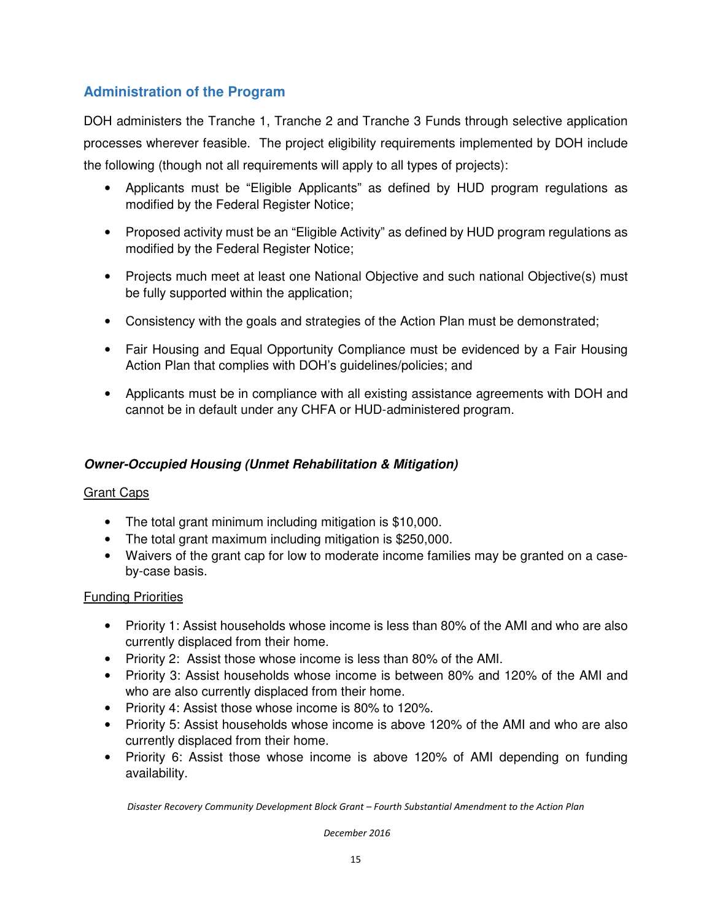## Administration of the Program

DOH administers the Tranche 1, Tranche 2 and Tranche 3 Funds through selective application processes wherever feasible. The project eligibility requirements implemented by DOH include the following (though not all requirements will apply to all types of projects):

- Applicants must be "Eligible Applicants" as defined by HUD program regulations as modified by the Federal Register Notice;
- Proposed activity must be an "Eligible Activity" as defined by HUD program regulations as modified by the Federal Register Notice;
- Projects much meet at least one National Objective and such national Objective(s) must be fully supported within the application;
- Consistency with the goals and strategies of the Action Plan must be demonstrated;
- Fair Housing and Equal Opportunity Compliance must be evidenced by a Fair Housing Action Plan that complies with DOH's guidelines/policies; and
- Applicants must be in compliance with all existing assistance agreements with DOH and cannot be in default under any CHFA or HUD-administered program.

### ***Owner-Occupied Housing (Unmet Rehabilitation & Mitigation)***

Grant Caps

- The total grant minimum including mitigation is $10,000.
- The total grant maximum including mitigation is $250,000.
- Waivers of the grant cap for low to moderate income families may be granted on a case-by-case basis.

Funding Priorities

- Priority 1: Assist households whose income is less than 80% of the AMI and who are also currently displaced from their home.
- Priority 2: Assist those whose income is less than 80% of the AMI.
- Priority 3: Assist households whose income is between 80% and 120% of the AMI and who are also currently displaced from their home.
- Priority 4: Assist those whose income is 80% to 120%.
- Priority 5: Assist households whose income is above 120% of the AMI and who are also currently displaced from their home.
- Priority 6: Assist those whose income is above 120% of AMI depending on funding availability.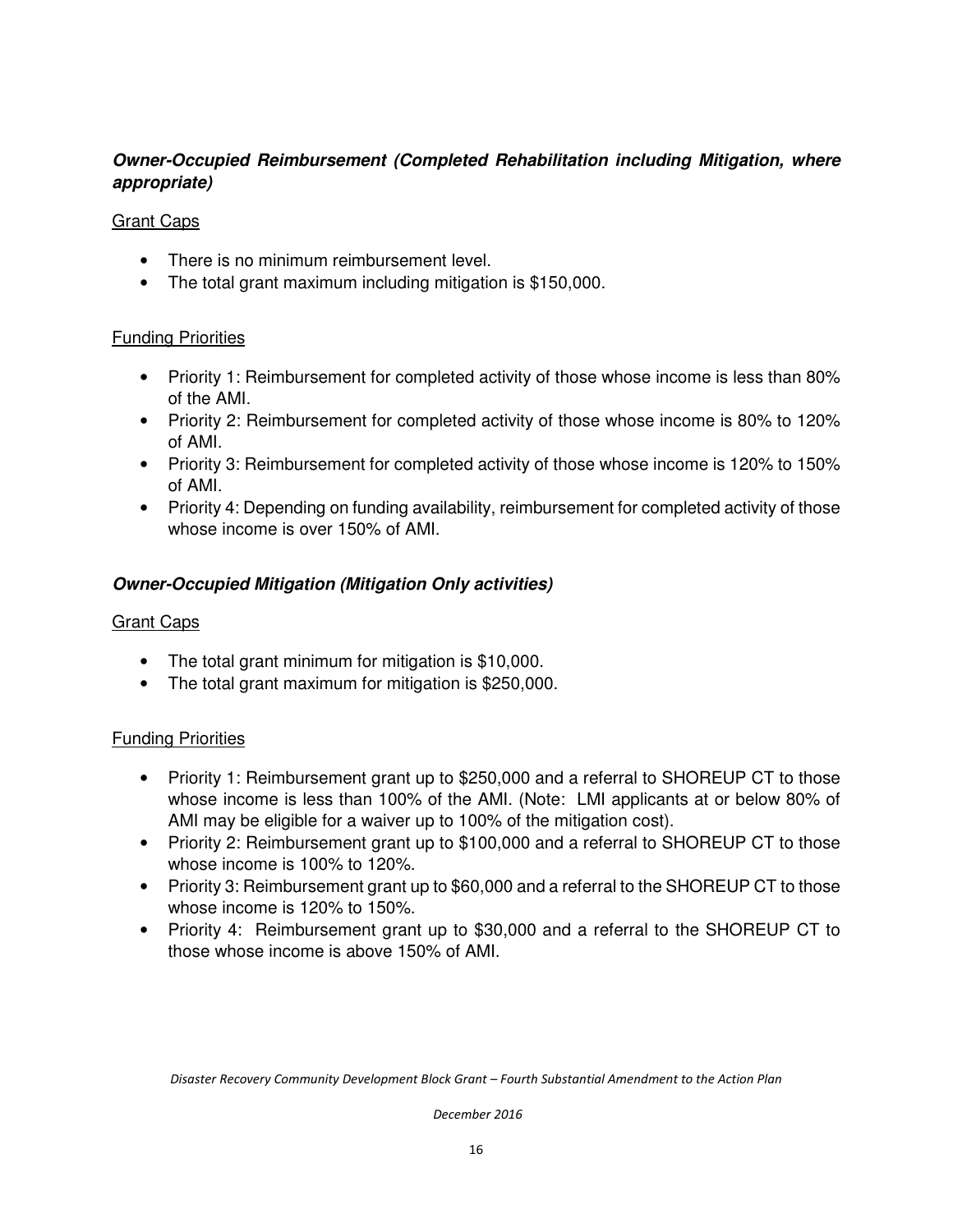***Owner-Occupied Reimbursement (Completed Rehabilitation including Mitigation, where appropriate)***

Grant Caps

- There is no minimum reimbursement level.
- The total grant maximum including mitigation is $150,000.

Funding Priorities

- Priority 1: Reimbursement for completed activity of those whose income is less than 80% of the AMI.
- Priority 2: Reimbursement for completed activity of those whose income is 80% to 120% of AMI.
- Priority 3: Reimbursement for completed activity of those whose income is 120% to 150% of AMI.
- Priority 4: Depending on funding availability, reimbursement for completed activity of those whose income is over 150% of AMI.

***Owner-Occupied Mitigation (Mitigation Only activities)***

Grant Caps

- The total grant minimum for mitigation is $10,000.
- The total grant maximum for mitigation is $250,000.

Funding Priorities

- Priority 1: Reimbursement grant up to $250,000 and a referral to SHOREUP CT to those whose income is less than 100% of the AMI. (Note: LMI applicants at or below 80% of AMI may be eligible for a waiver up to 100% of the mitigation cost).
- Priority 2: Reimbursement grant up to $100,000 and a referral to SHOREUP CT to those whose income is 100% to 120%.
- Priority 3: Reimbursement grant up to $60,000 and a referral to the SHOREUP CT to those whose income is 120% to 150%.
- Priority 4: Reimbursement grant up to $30,000 and a referral to the SHOREUP CT to those whose income is above 150% of AMI.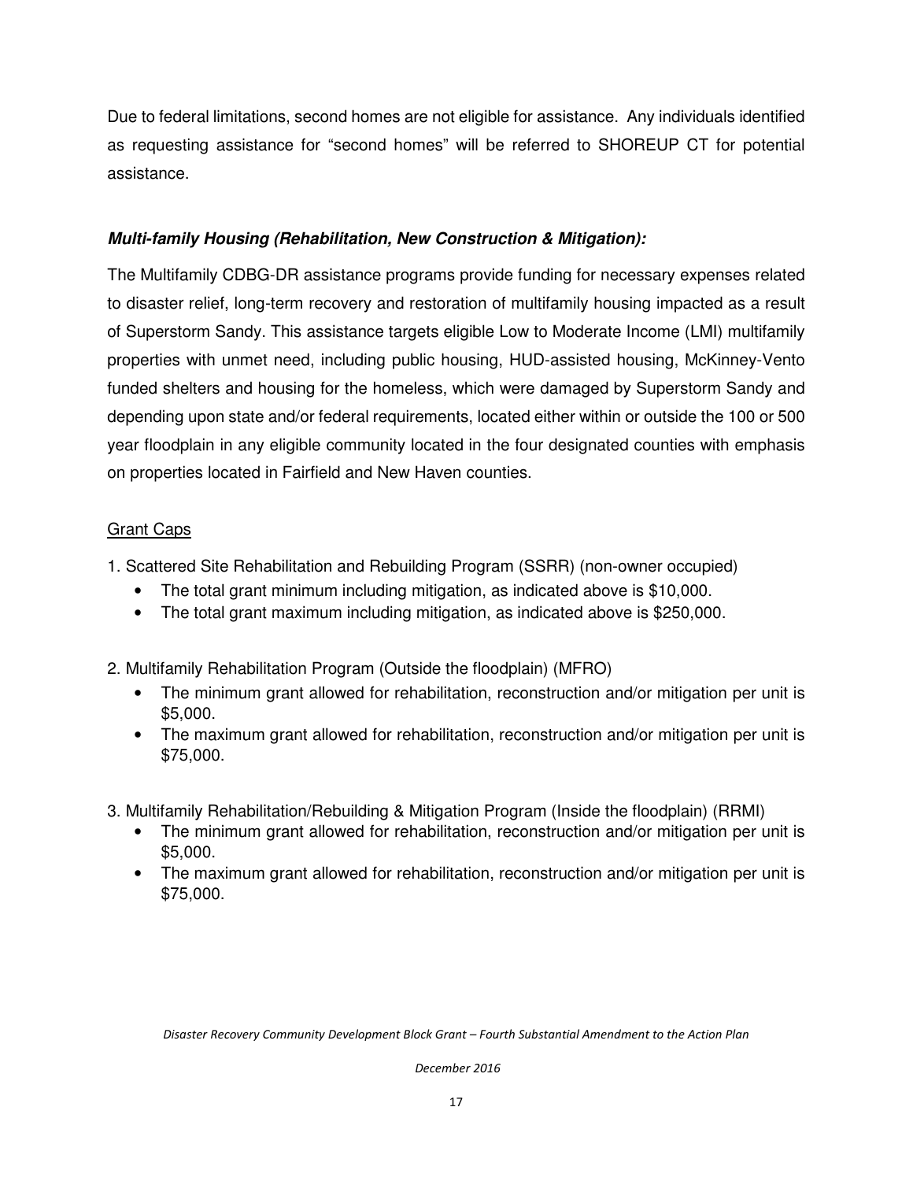Due to federal limitations, second homes are not eligible for assistance. Any individuals identified as requesting assistance for "second homes" will be referred to SHOREUP CT for potential assistance.

***Multi-family Housing (Rehabilitation, New Construction & Mitigation):***

The Multifamily CDBG-DR assistance programs provide funding for necessary expenses related to disaster relief, long-term recovery and restoration of multifamily housing impacted as a result of Superstorm Sandy. This assistance targets eligible Low to Moderate Income (LMI) multifamily properties with unmet need, including public housing, HUD-assisted housing, McKinney-Vento funded shelters and housing for the homeless, which were damaged by Superstorm Sandy and depending upon state and/or federal requirements, located either within or outside the 100 or 500 year floodplain in any eligible community located in the four designated counties with emphasis on properties located in Fairfield and New Haven counties.

Grant Caps

1. Scattered Site Rehabilitation and Rebuilding Program (SSRR) (non-owner occupied)
   - The total grant minimum including mitigation, as indicated above is $10,000.
   - The total grant maximum including mitigation, as indicated above is $250,000.

2. Multifamily Rehabilitation Program (Outside the floodplain) (MFRO)
   - The minimum grant allowed for rehabilitation, reconstruction and/or mitigation per unit is $5,000.
   - The maximum grant allowed for rehabilitation, reconstruction and/or mitigation per unit is $75,000.

3. Multifamily Rehabilitation/Rebuilding & Mitigation Program (Inside the floodplain) (RRMI)
   - The minimum grant allowed for rehabilitation, reconstruction and/or mitigation per unit is $5,000.
   - The maximum grant allowed for rehabilitation, reconstruction and/or mitigation per unit is $75,000.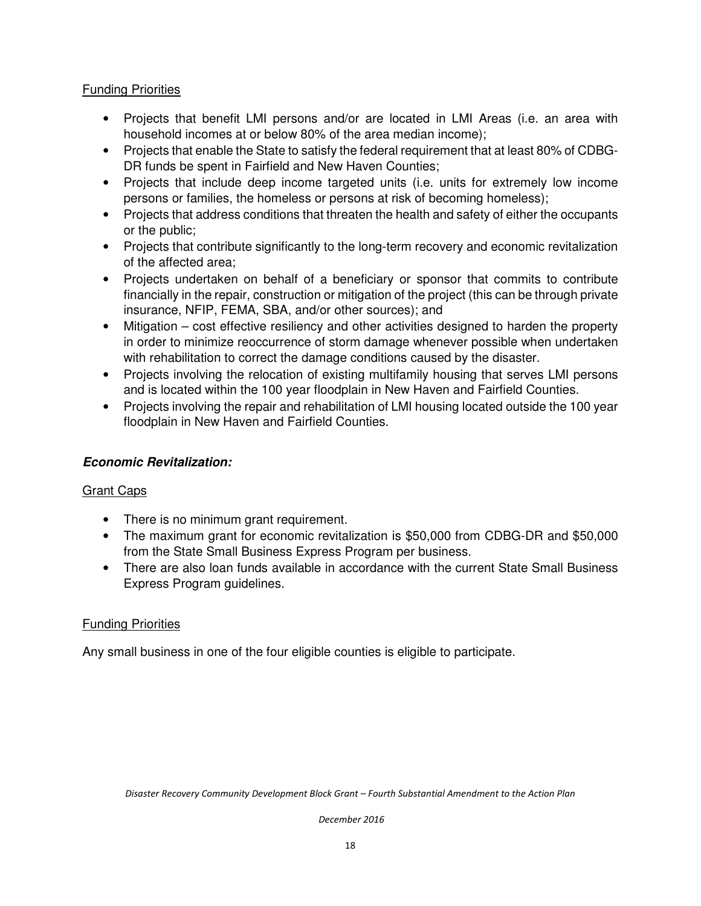Funding Priorities

- Projects that benefit LMI persons and/or are located in LMI Areas (i.e. an area with household incomes at or below 80% of the area median income);
- Projects that enable the State to satisfy the federal requirement that at least 80% of CDBG-DR funds be spent in Fairfield and New Haven Counties;
- Projects that include deep income targeted units (i.e. units for extremely low income persons or families, the homeless or persons at risk of becoming homeless);
- Projects that address conditions that threaten the health and safety of either the occupants or the public;
- Projects that contribute significantly to the long-term recovery and economic revitalization of the affected area;
- Projects undertaken on behalf of a beneficiary or sponsor that commits to contribute financially in the repair, construction or mitigation of the project (this can be through private insurance, NFIP, FEMA, SBA, and/or other sources); and
- Mitigation – cost effective resiliency and other activities designed to harden the property in order to minimize reoccurrence of storm damage whenever possible when undertaken with rehabilitation to correct the damage conditions caused by the disaster.
- Projects involving the relocation of existing multifamily housing that serves LMI persons and is located within the 100 year floodplain in New Haven and Fairfield Counties.
- Projects involving the repair and rehabilitation of LMI housing located outside the 100 year floodplain in New Haven and Fairfield Counties.

***Economic Revitalization:***

Grant Caps

- There is no minimum grant requirement.
- The maximum grant for economic revitalization is $50,000 from CDBG-DR and $50,000 from the State Small Business Express Program per business.
- There are also loan funds available in accordance with the current State Small Business Express Program guidelines.

Funding Priorities

Any small business in one of the four eligible counties is eligible to participate.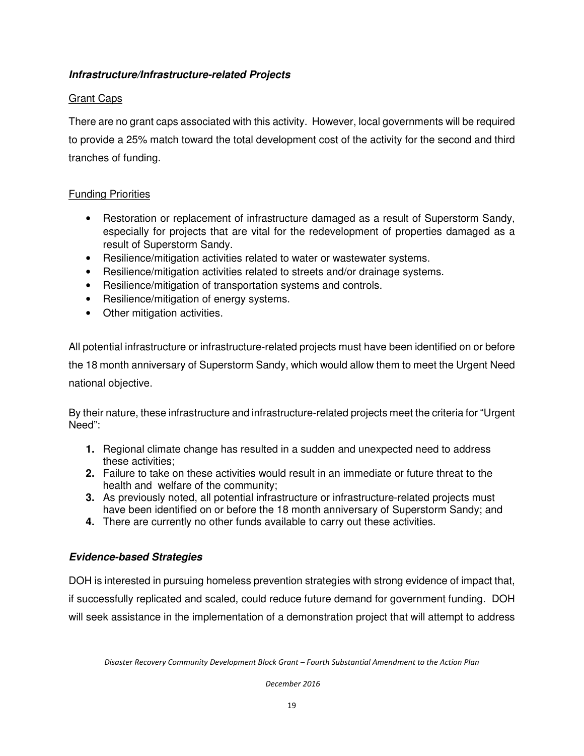### ***Infrastructure/Infrastructure-related Projects***

Grant Caps

There are no grant caps associated with this activity. However, local governments will be required to provide a 25% match toward the total development cost of the activity for the second and third tranches of funding.

Funding Priorities

- Restoration or replacement of infrastructure damaged as a result of Superstorm Sandy, especially for projects that are vital for the redevelopment of properties damaged as a result of Superstorm Sandy.
- Resilience/mitigation activities related to water or wastewater systems.
- Resilience/mitigation activities related to streets and/or drainage systems.
- Resilience/mitigation of transportation systems and controls.
- Resilience/mitigation of energy systems.
- Other mitigation activities.

All potential infrastructure or infrastructure-related projects must have been identified on or before the 18 month anniversary of Superstorm Sandy, which would allow them to meet the Urgent Need national objective.

By their nature, these infrastructure and infrastructure-related projects meet the criteria for "Urgent Need":

1. Regional climate change has resulted in a sudden and unexpected need to address these activities;
2. Failure to take on these activities would result in an immediate or future threat to the health and welfare of the community;
3. As previously noted, all potential infrastructure or infrastructure-related projects must have been identified on or before the 18 month anniversary of Superstorm Sandy; and
4. There are currently no other funds available to carry out these activities.

### ***Evidence-based Strategies***

DOH is interested in pursuing homeless prevention strategies with strong evidence of impact that, if successfully replicated and scaled, could reduce future demand for government funding. DOH will seek assistance in the implementation of a demonstration project that will attempt to address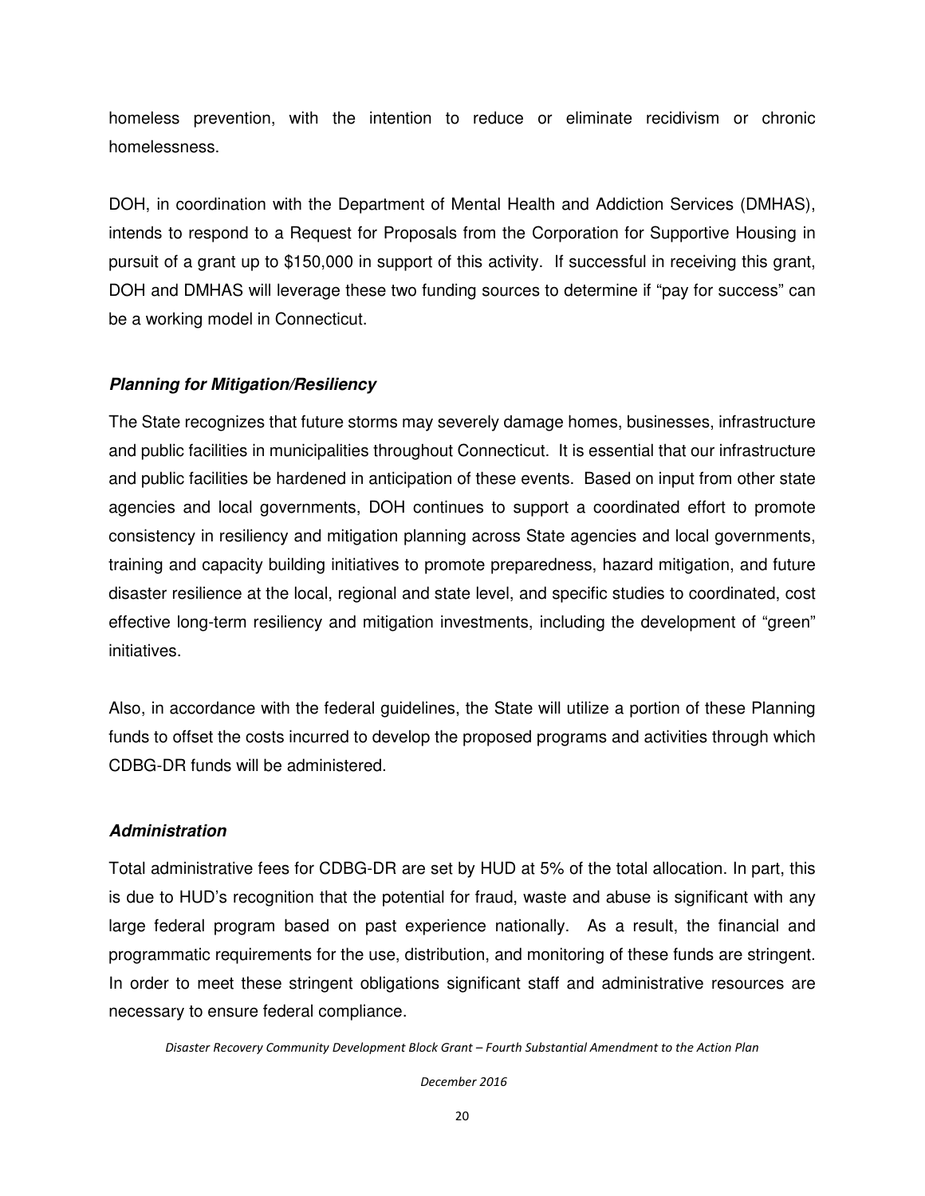homeless prevention, with the intention to reduce or eliminate recidivism or chronic homelessness.

DOH, in coordination with the Department of Mental Health and Addiction Services (DMHAS), intends to respond to a Request for Proposals from the Corporation for Supportive Housing in pursuit of a grant up to $150,000 in support of this activity. If successful in receiving this grant, DOH and DMHAS will leverage these two funding sources to determine if "pay for success" can be a working model in Connecticut.

***Planning for Mitigation/Resiliency***

The State recognizes that future storms may severely damage homes, businesses, infrastructure and public facilities in municipalities throughout Connecticut. It is essential that our infrastructure and public facilities be hardened in anticipation of these events. Based on input from other state agencies and local governments, DOH continues to support a coordinated effort to promote consistency in resiliency and mitigation planning across State agencies and local governments, training and capacity building initiatives to promote preparedness, hazard mitigation, and future disaster resilience at the local, regional and state level, and specific studies to coordinated, cost effective long-term resiliency and mitigation investments, including the development of "green" initiatives.

Also, in accordance with the federal guidelines, the State will utilize a portion of these Planning funds to offset the costs incurred to develop the proposed programs and activities through which CDBG-DR funds will be administered.

***Administration***

Total administrative fees for CDBG-DR are set by HUD at 5% of the total allocation. In part, this is due to HUD's recognition that the potential for fraud, waste and abuse is significant with any large federal program based on past experience nationally. As a result, the financial and programmatic requirements for the use, distribution, and monitoring of these funds are stringent. In order to meet these stringent obligations significant staff and administrative resources are necessary to ensure federal compliance.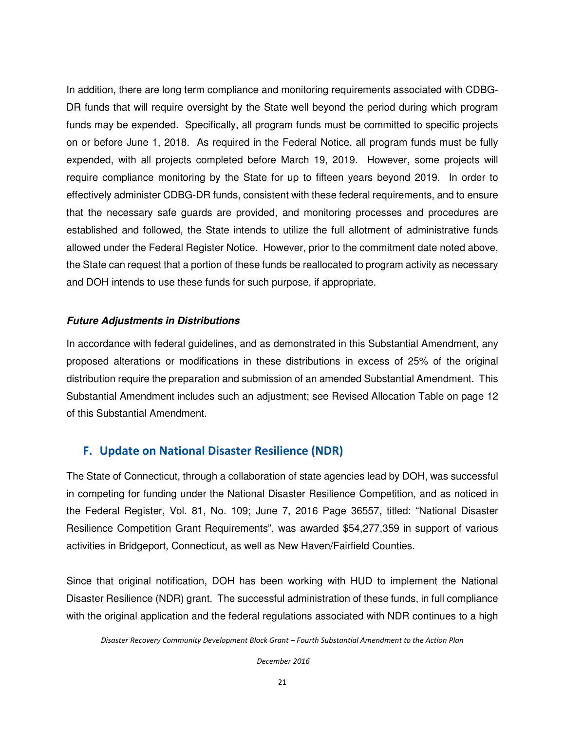In addition, there are long term compliance and monitoring requirements associated with CDBG-DR funds that will require oversight by the State well beyond the period during which program funds may be expended. Specifically, all program funds must be committed to specific projects on or before June 1, 2018. As required in the Federal Notice, all program funds must be fully expended, with all projects completed before March 19, 2019. However, some projects will require compliance monitoring by the State for up to fifteen years beyond 2019. In order to effectively administer CDBG-DR funds, consistent with these federal requirements, and to ensure that the necessary safe guards are provided, and monitoring processes and procedures are established and followed, the State intends to utilize the full allotment of administrative funds allowed under the Federal Register Notice. However, prior to the commitment date noted above, the State can request that a portion of these funds be reallocated to program activity as necessary and DOH intends to use these funds for such purpose, if appropriate.

***Future Adjustments in Distributions***

In accordance with federal guidelines, and as demonstrated in this Substantial Amendment, any proposed alterations or modifications in these distributions in excess of 25% of the original distribution require the preparation and submission of an amended Substantial Amendment. This Substantial Amendment includes such an adjustment; see Revised Allocation Table on page 12 of this Substantial Amendment.

## F. Update on National Disaster Resilience (NDR)

The State of Connecticut, through a collaboration of state agencies lead by DOH, was successful in competing for funding under the National Disaster Resilience Competition, and as noticed in the Federal Register, Vol. 81, No. 109; June 7, 2016 Page 36557, titled: "National Disaster Resilience Competition Grant Requirements", was awarded $54,277,359 in support of various activities in Bridgeport, Connecticut, as well as New Haven/Fairfield Counties.

Since that original notification, DOH has been working with HUD to implement the National Disaster Resilience (NDR) grant. The successful administration of these funds, in full compliance with the original application and the federal regulations associated with NDR continues to a high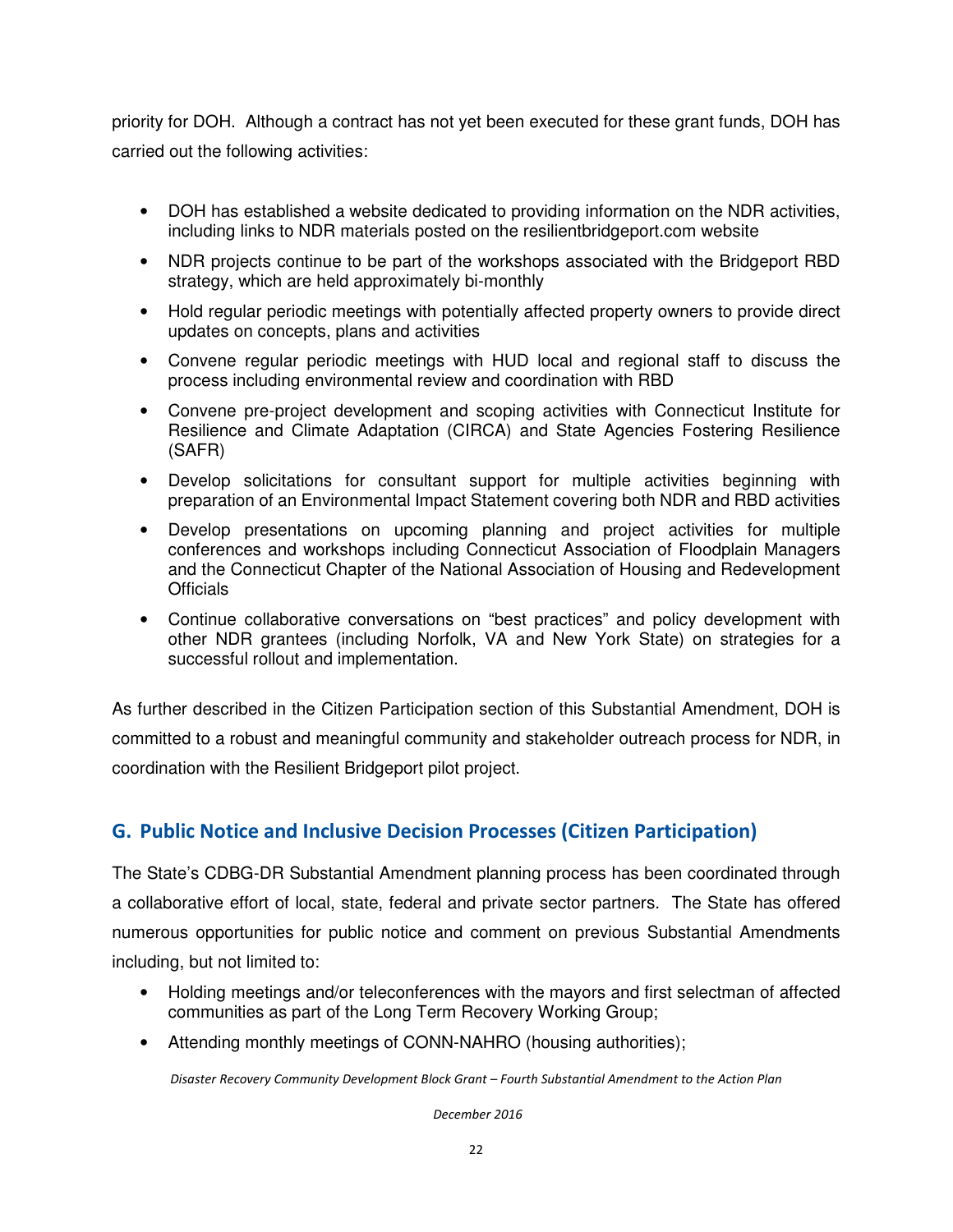priority for DOH. Although a contract has not yet been executed for these grant funds, DOH has carried out the following activities:

- DOH has established a website dedicated to providing information on the NDR activities, including links to NDR materials posted on the resilientbridgeport.com website
- NDR projects continue to be part of the workshops associated with the Bridgeport RBD strategy, which are held approximately bi-monthly
- Hold regular periodic meetings with potentially affected property owners to provide direct updates on concepts, plans and activities
- Convene regular periodic meetings with HUD local and regional staff to discuss the process including environmental review and coordination with RBD
- Convene pre-project development and scoping activities with Connecticut Institute for Resilience and Climate Adaptation (CIRCA) and State Agencies Fostering Resilience (SAFR)
- Develop solicitations for consultant support for multiple activities beginning with preparation of an Environmental Impact Statement covering both NDR and RBD activities
- Develop presentations on upcoming planning and project activities for multiple conferences and workshops including Connecticut Association of Floodplain Managers and the Connecticut Chapter of the National Association of Housing and Redevelopment Officials
- Continue collaborative conversations on "best practices" and policy development with other NDR grantees (including Norfolk, VA and New York State) on strategies for a successful rollout and implementation.

As further described in the Citizen Participation section of this Substantial Amendment, DOH is committed to a robust and meaningful community and stakeholder outreach process for NDR, in coordination with the Resilient Bridgeport pilot project.

## G. Public Notice and Inclusive Decision Processes (Citizen Participation)

The State's CDBG-DR Substantial Amendment planning process has been coordinated through a collaborative effort of local, state, federal and private sector partners. The State has offered numerous opportunities for public notice and comment on previous Substantial Amendments including, but not limited to:

- Holding meetings and/or teleconferences with the mayors and first selectman of affected communities as part of the Long Term Recovery Working Group;
- Attending monthly meetings of CONN-NAHRO (housing authorities);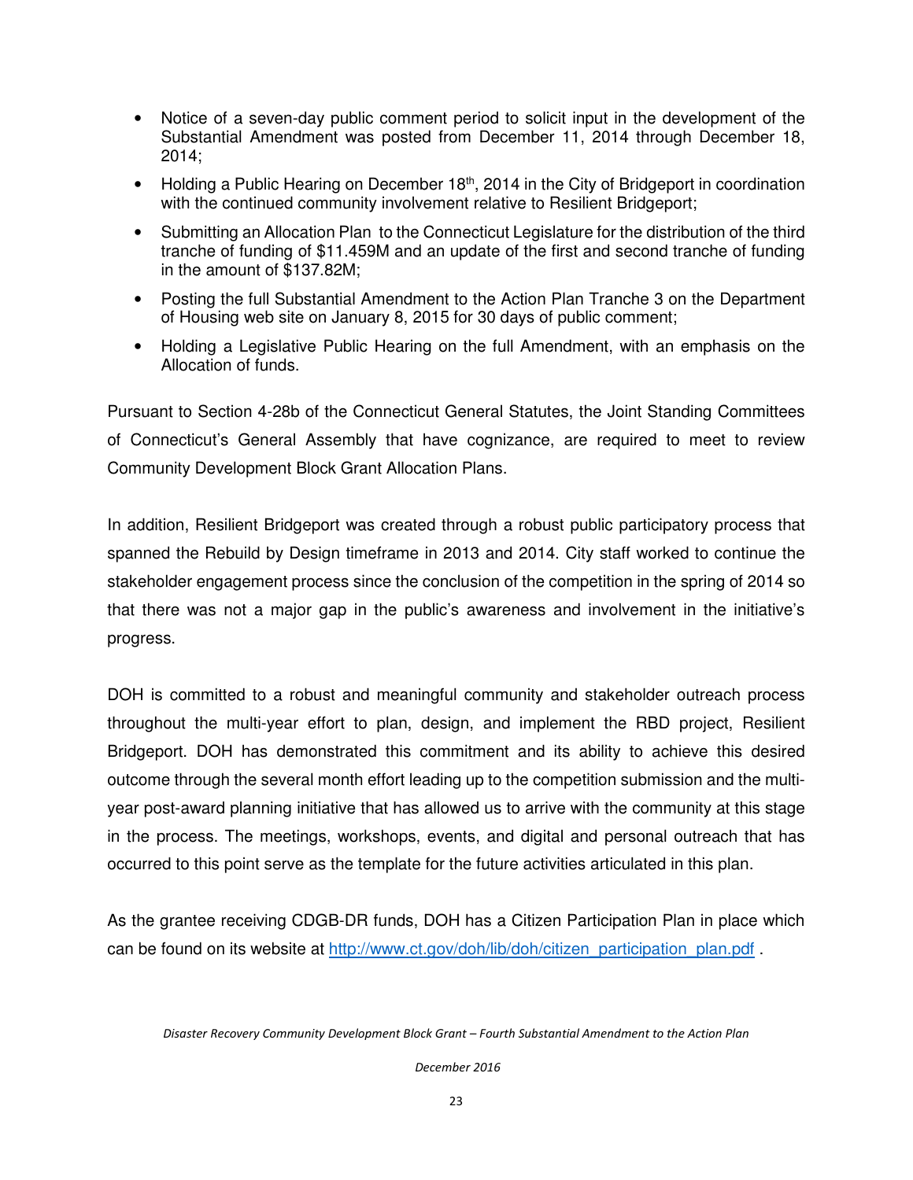- Notice of a seven-day public comment period to solicit input in the development of the Substantial Amendment was posted from December 11, 2014 through December 18, 2014;
- Holding a Public Hearing on December 18th, 2014 in the City of Bridgeport in coordination with the continued community involvement relative to Resilient Bridgeport;
- Submitting an Allocation Plan to the Connecticut Legislature for the distribution of the third tranche of funding of $11.459M and an update of the first and second tranche of funding in the amount of $137.82M;
- Posting the full Substantial Amendment to the Action Plan Tranche 3 on the Department of Housing web site on January 8, 2015 for 30 days of public comment;
- Holding a Legislative Public Hearing on the full Amendment, with an emphasis on the Allocation of funds.

Pursuant to Section 4-28b of the Connecticut General Statutes, the Joint Standing Committees of Connecticut's General Assembly that have cognizance, are required to meet to review Community Development Block Grant Allocation Plans.

In addition, Resilient Bridgeport was created through a robust public participatory process that spanned the Rebuild by Design timeframe in 2013 and 2014. City staff worked to continue the stakeholder engagement process since the conclusion of the competition in the spring of 2014 so that there was not a major gap in the public's awareness and involvement in the initiative's progress.

DOH is committed to a robust and meaningful community and stakeholder outreach process throughout the multi-year effort to plan, design, and implement the RBD project, Resilient Bridgeport. DOH has demonstrated this commitment and its ability to achieve this desired outcome through the several month effort leading up to the competition submission and the multi-year post-award planning initiative that has allowed us to arrive with the community at this stage in the process. The meetings, workshops, events, and digital and personal outreach that has occurred to this point serve as the template for the future activities articulated in this plan.

As the grantee receiving CDGB-DR funds, DOH has a Citizen Participation Plan in place which can be found on its website at http://www.ct.gov/doh/lib/doh/citizen_participation_plan.pdf .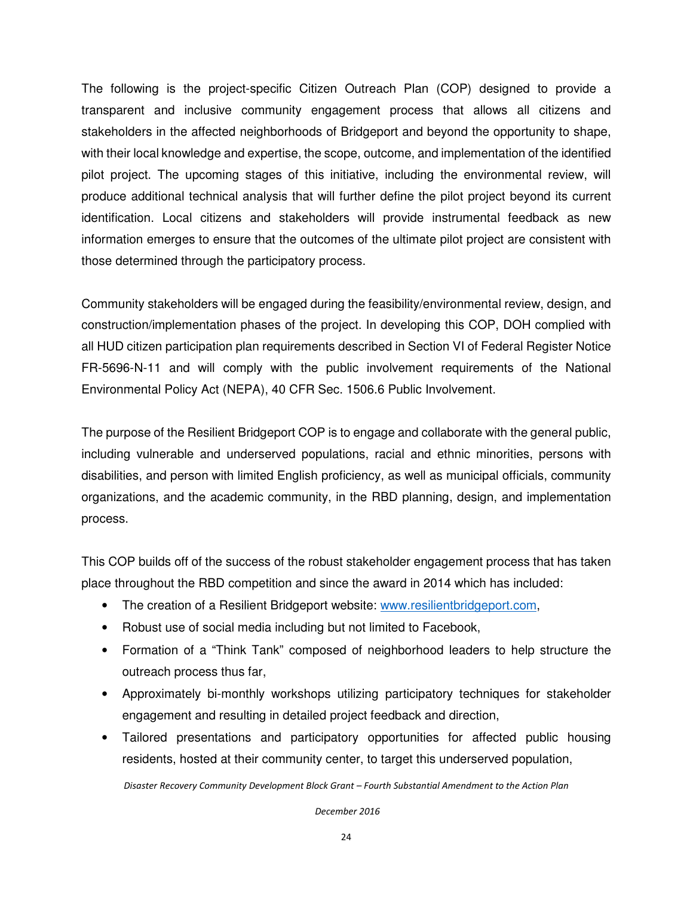The following is the project-specific Citizen Outreach Plan (COP) designed to provide a transparent and inclusive community engagement process that allows all citizens and stakeholders in the affected neighborhoods of Bridgeport and beyond the opportunity to shape, with their local knowledge and expertise, the scope, outcome, and implementation of the identified pilot project. The upcoming stages of this initiative, including the environmental review, will produce additional technical analysis that will further define the pilot project beyond its current identification. Local citizens and stakeholders will provide instrumental feedback as new information emerges to ensure that the outcomes of the ultimate pilot project are consistent with those determined through the participatory process.

Community stakeholders will be engaged during the feasibility/environmental review, design, and construction/implementation phases of the project. In developing this COP, DOH complied with all HUD citizen participation plan requirements described in Section VI of Federal Register Notice FR-5696-N-11 and will comply with the public involvement requirements of the National Environmental Policy Act (NEPA), 40 CFR Sec. 1506.6 Public Involvement.

The purpose of the Resilient Bridgeport COP is to engage and collaborate with the general public, including vulnerable and underserved populations, racial and ethnic minorities, persons with disabilities, and person with limited English proficiency, as well as municipal officials, community organizations, and the academic community, in the RBD planning, design, and implementation process.

This COP builds off of the success of the robust stakeholder engagement process that has taken place throughout the RBD competition and since the award in 2014 which has included:

- The creation of a Resilient Bridgeport website: www.resilientbridgeport.com,
- Robust use of social media including but not limited to Facebook,
- Formation of a "Think Tank" composed of neighborhood leaders to help structure the outreach process thus far,
- Approximately bi-monthly workshops utilizing participatory techniques for stakeholder engagement and resulting in detailed project feedback and direction,
- Tailored presentations and participatory opportunities for affected public housing residents, hosted at their community center, to target this underserved population,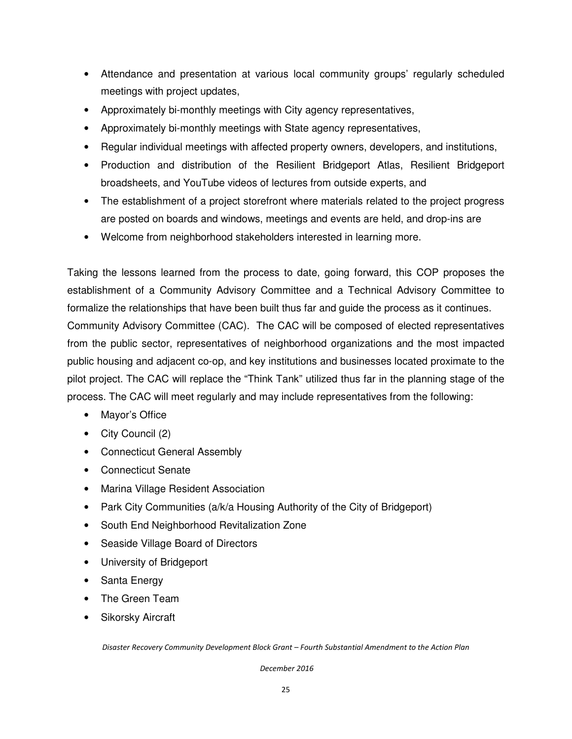- Attendance and presentation at various local community groups' regularly scheduled meetings with project updates,
- Approximately bi-monthly meetings with City agency representatives,
- Approximately bi-monthly meetings with State agency representatives,
- Regular individual meetings with affected property owners, developers, and institutions,
- Production and distribution of the Resilient Bridgeport Atlas, Resilient Bridgeport broadsheets, and YouTube videos of lectures from outside experts, and
- The establishment of a project storefront where materials related to the project progress are posted on boards and windows, meetings and events are held, and drop-ins are
- Welcome from neighborhood stakeholders interested in learning more.

Taking the lessons learned from the process to date, going forward, this COP proposes the establishment of a Community Advisory Committee and a Technical Advisory Committee to formalize the relationships that have been built thus far and guide the process as it continues.

Community Advisory Committee (CAC). The CAC will be composed of elected representatives from the public sector, representatives of neighborhood organizations and the most impacted public housing and adjacent co-op, and key institutions and businesses located proximate to the pilot project. The CAC will replace the "Think Tank" utilized thus far in the planning stage of the process. The CAC will meet regularly and may include representatives from the following:

- Mayor's Office
- City Council (2)
- Connecticut General Assembly
- Connecticut Senate
- Marina Village Resident Association
- Park City Communities (a/k/a Housing Authority of the City of Bridgeport)
- South End Neighborhood Revitalization Zone
- Seaside Village Board of Directors
- University of Bridgeport
- Santa Energy
- The Green Team
- Sikorsky Aircraft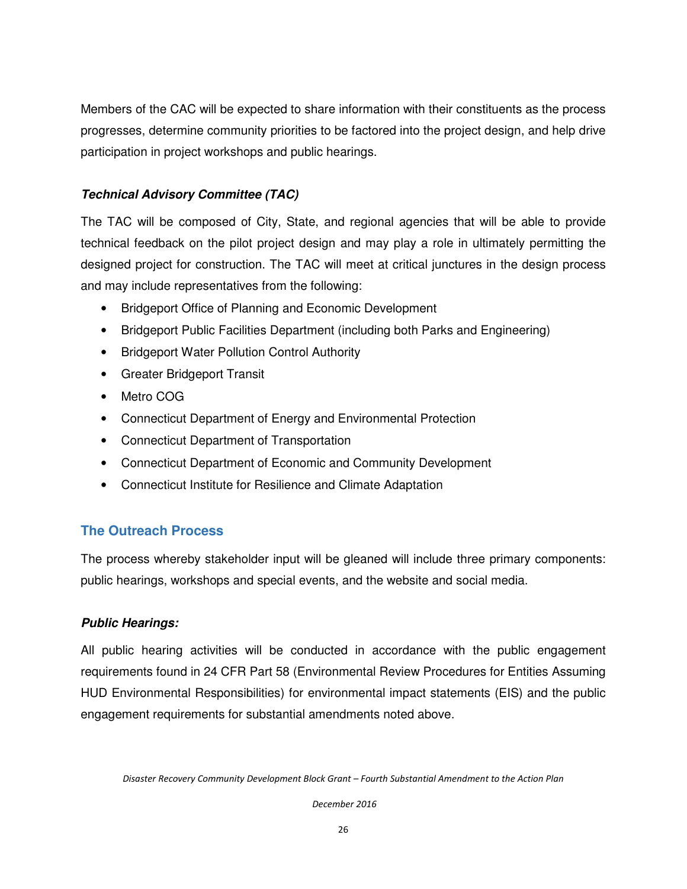Members of the CAC will be expected to share information with their constituents as the process progresses, determine community priorities to be factored into the project design, and help drive participation in project workshops and public hearings.

***Technical Advisory Committee (TAC)***

The TAC will be composed of City, State, and regional agencies that will be able to provide technical feedback on the pilot project design and may play a role in ultimately permitting the designed project for construction. The TAC will meet at critical junctures in the design process and may include representatives from the following:

- Bridgeport Office of Planning and Economic Development
- Bridgeport Public Facilities Department (including both Parks and Engineering)
- Bridgeport Water Pollution Control Authority
- Greater Bridgeport Transit
- Metro COG
- Connecticut Department of Energy and Environmental Protection
- Connecticut Department of Transportation
- Connecticut Department of Economic and Community Development
- Connecticut Institute for Resilience and Climate Adaptation

## The Outreach Process

The process whereby stakeholder input will be gleaned will include three primary components: public hearings, workshops and special events, and the website and social media.

***Public Hearings:***

All public hearing activities will be conducted in accordance with the public engagement requirements found in 24 CFR Part 58 (Environmental Review Procedures for Entities Assuming HUD Environmental Responsibilities) for environmental impact statements (EIS) and the public engagement requirements for substantial amendments noted above.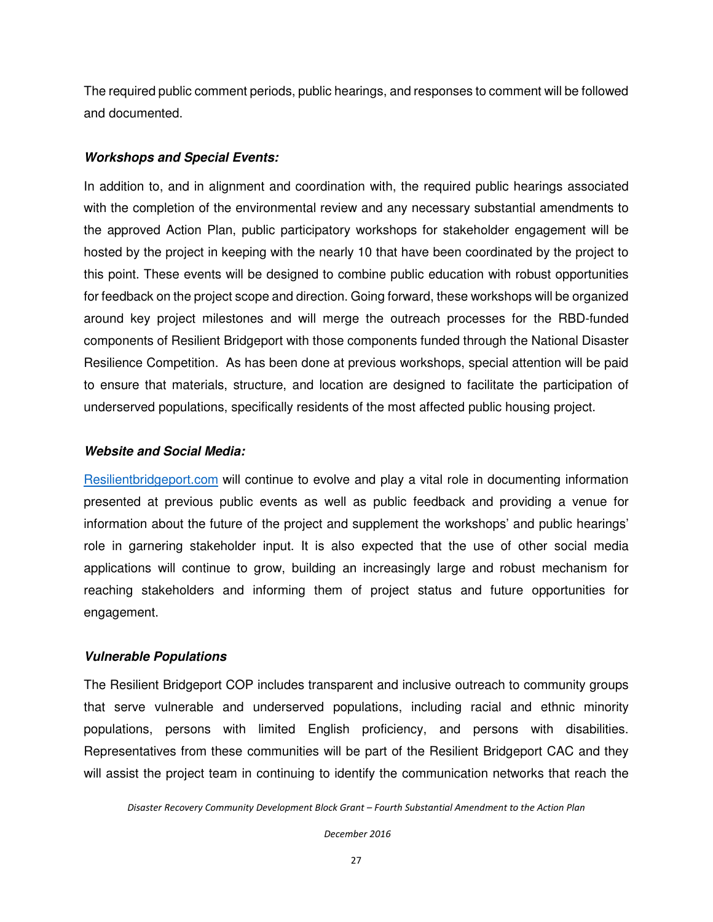The required public comment periods, public hearings, and responses to comment will be followed and documented.

***Workshops and Special Events:***

In addition to, and in alignment and coordination with, the required public hearings associated with the completion of the environmental review and any necessary substantial amendments to the approved Action Plan, public participatory workshops for stakeholder engagement will be hosted by the project in keeping with the nearly 10 that have been coordinated by the project to this point. These events will be designed to combine public education with robust opportunities for feedback on the project scope and direction. Going forward, these workshops will be organized around key project milestones and will merge the outreach processes for the RBD-funded components of Resilient Bridgeport with those components funded through the National Disaster Resilience Competition. As has been done at previous workshops, special attention will be paid to ensure that materials, structure, and location are designed to facilitate the participation of underserved populations, specifically residents of the most affected public housing project.

***Website and Social Media:***

[Resilientbridgeport.com](http://Resilientbridgeport.com) will continue to evolve and play a vital role in documenting information presented at previous public events as well as public feedback and providing a venue for information about the future of the project and supplement the workshops' and public hearings' role in garnering stakeholder input. It is also expected that the use of other social media applications will continue to grow, building an increasingly large and robust mechanism for reaching stakeholders and informing them of project status and future opportunities for engagement.

***Vulnerable Populations***

The Resilient Bridgeport COP includes transparent and inclusive outreach to community groups that serve vulnerable and underserved populations, including racial and ethnic minority populations, persons with limited English proficiency, and persons with disabilities. Representatives from these communities will be part of the Resilient Bridgeport CAC and they will assist the project team in continuing to identify the communication networks that reach the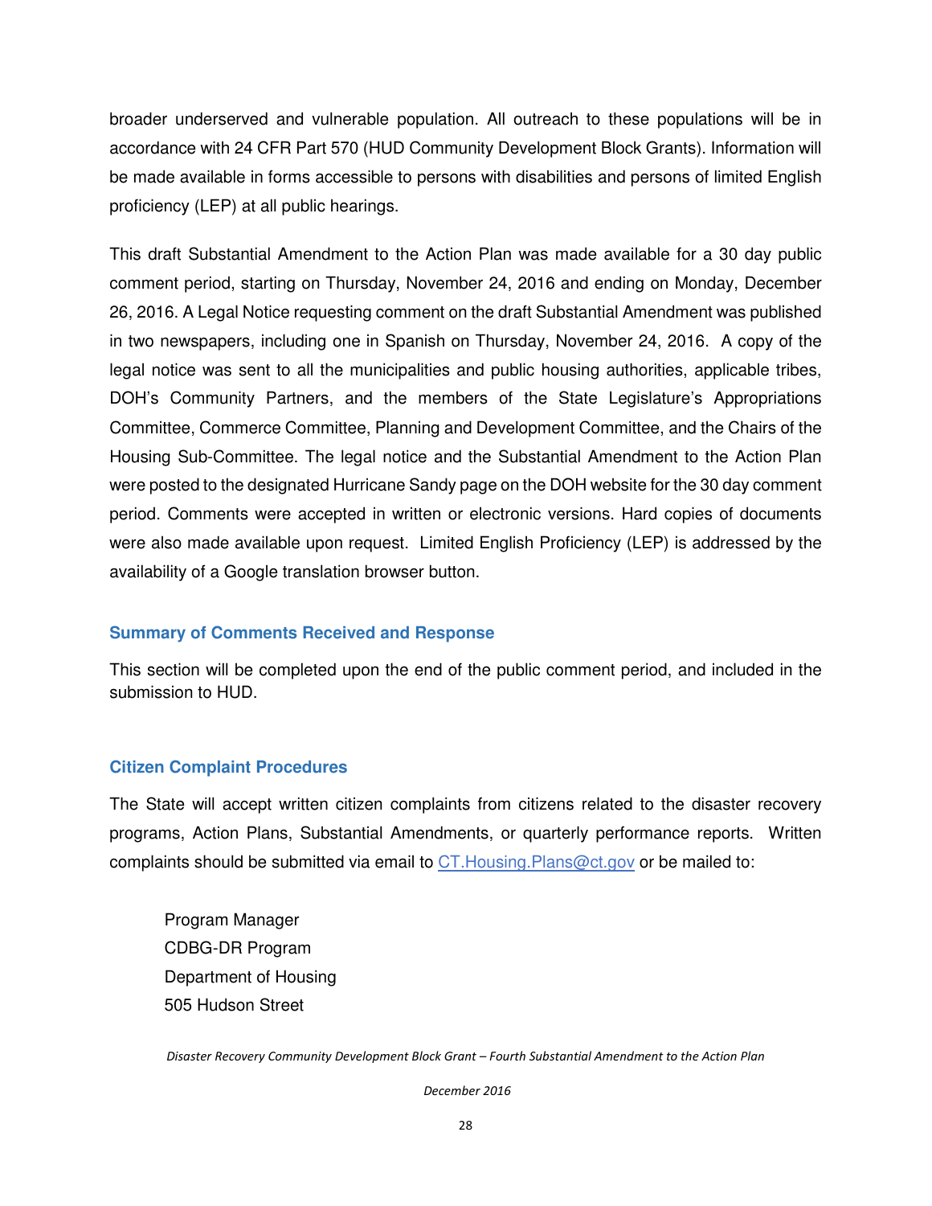broader underserved and vulnerable population. All outreach to these populations will be in accordance with 24 CFR Part 570 (HUD Community Development Block Grants). Information will be made available in forms accessible to persons with disabilities and persons of limited English proficiency (LEP) at all public hearings.

This draft Substantial Amendment to the Action Plan was made available for a 30 day public comment period, starting on Thursday, November 24, 2016 and ending on Monday, December 26, 2016. A Legal Notice requesting comment on the draft Substantial Amendment was published in two newspapers, including one in Spanish on Thursday, November 24, 2016. A copy of the legal notice was sent to all the municipalities and public housing authorities, applicable tribes, DOH's Community Partners, and the members of the State Legislature's Appropriations Committee, Commerce Committee, Planning and Development Committee, and the Chairs of the Housing Sub-Committee. The legal notice and the Substantial Amendment to the Action Plan were posted to the designated Hurricane Sandy page on the DOH website for the 30 day comment period. Comments were accepted in written or electronic versions. Hard copies of documents were also made available upon request. Limited English Proficiency (LEP) is addressed by the availability of a Google translation browser button.

### Summary of Comments Received and Response

This section will be completed upon the end of the public comment period, and included in the submission to HUD.

### Citizen Complaint Procedures

The State will accept written citizen complaints from citizens related to the disaster recovery programs, Action Plans, Substantial Amendments, or quarterly performance reports. Written complaints should be submitted via email to [CT.Housing.Plans@ct.gov](mailto:CT.Housing.Plans@ct.gov) or be mailed to:

Program Manager
CDBG-DR Program
Department of Housing
505 Hudson Street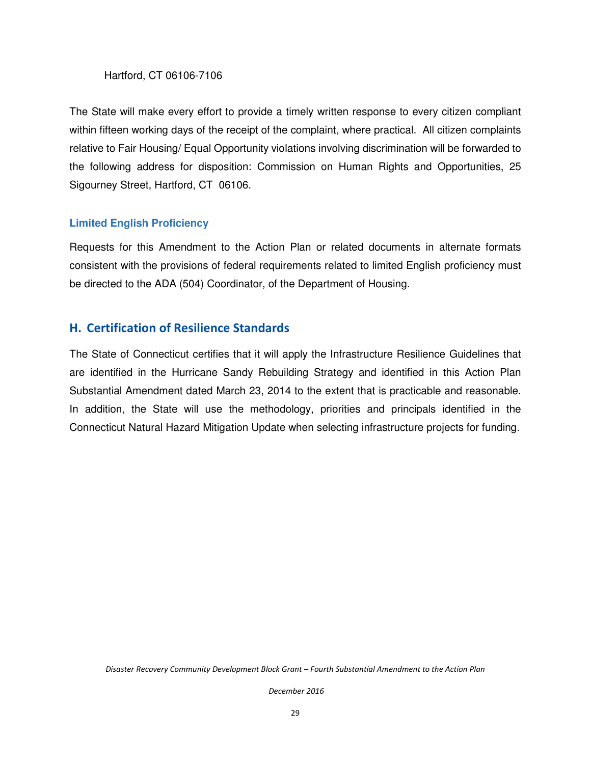Hartford, CT 06106-7106

The State will make every effort to provide a timely written response to every citizen compliant within fifteen working days of the receipt of the complaint, where practical. All citizen complaints relative to Fair Housing/ Equal Opportunity violations involving discrimination will be forwarded to the following address for disposition: Commission on Human Rights and Opportunities, 25 Sigourney Street, Hartford, CT 06106.

### Limited English Proficiency

Requests for this Amendment to the Action Plan or related documents in alternate formats consistent with the provisions of federal requirements related to limited English proficiency must be directed to the ADA (504) Coordinator, of the Department of Housing.

## H. Certification of Resilience Standards

The State of Connecticut certifies that it will apply the Infrastructure Resilience Guidelines that are identified in the Hurricane Sandy Rebuilding Strategy and identified in this Action Plan Substantial Amendment dated March 23, 2014 to the extent that is practicable and reasonable. In addition, the State will use the methodology, priorities and principals identified in the Connecticut Natural Hazard Mitigation Update when selecting infrastructure projects for funding.